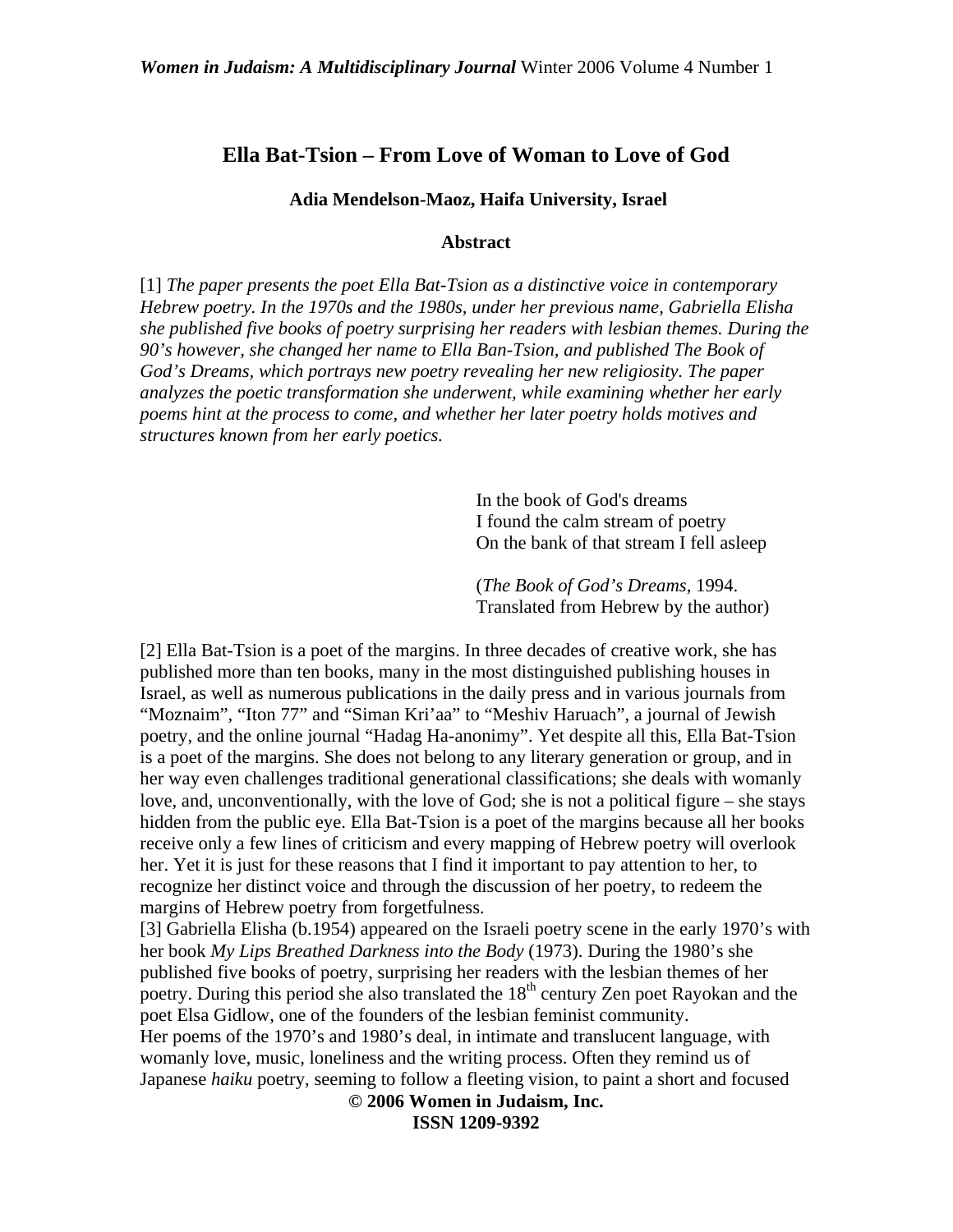# Ella Bat-Tsion – From Love of Woman to Love of God

**Adia Mendelson-Maoz, Haifa University, Israel**

**Abstract**

[1] *The paper presents the poet Ella Bat-Tsion as a distinctive voice in contemporary Hebrew poetry. In the 1970s and the 1980s, under her previous name, Gabriella Elisha she published five books of poetry surprising her readers with lesbian themes. During the 90's however, she changed her name to Ella Ban-Tsion, and published The Book of God's Dreams, which portrays new poetry revealing her new religiosity. The paper analyzes the poetic transformation she underwent, while examining whether her early poems hint at the process to come, and whether her later poetry holds motives and structures known from her early poetics.*

> In the book of God's dreams
> I found the calm stream of poetry
> On the bank of that stream I fell asleep
>
> (*The Book of God's Dreams*, 1994.
> Translated from Hebrew by the author)

[2] Ella Bat-Tsion is a poet of the margins. In three decades of creative work, she has published more than ten books, many in the most distinguished publishing houses in Israel, as well as numerous publications in the daily press and in various journals from "Moznaim", "Iton 77" and "Siman Kri'aa" to "Meshiv Haruach", a journal of Jewish poetry, and the online journal "Hadag Ha-anonimy". Yet despite all this, Ella Bat-Tsion is a poet of the margins. She does not belong to any literary generation or group, and in her way even challenges traditional generational classifications; she deals with womanly love, and, unconventionally, with the love of God; she is not a political figure – she stays hidden from the public eye. Ella Bat-Tsion is a poet of the margins because all her books receive only a few lines of criticism and every mapping of Hebrew poetry will overlook her. Yet it is just for these reasons that I find it important to pay attention to her, to recognize her distinct voice and through the discussion of her poetry, to redeem the margins of Hebrew poetry from forgetfulness.

[3] Gabriella Elisha (b.1954) appeared on the Israeli poetry scene in the early 1970's with her book *My Lips Breathed Darkness into the Body* (1973). During the 1980's she published five books of poetry, surprising her readers with the lesbian themes of her poetry. During this period she also translated the 18th century Zen poet Rayokan and the poet Elsa Gidlow, one of the founders of the lesbian feminist community.

Her poems of the 1970's and 1980's deal, in intimate and translucent language, with womanly love, music, loneliness and the writing process. Often they remind us of Japanese *haiku* poetry, seeming to follow a fleeting vision, to paint a short and focused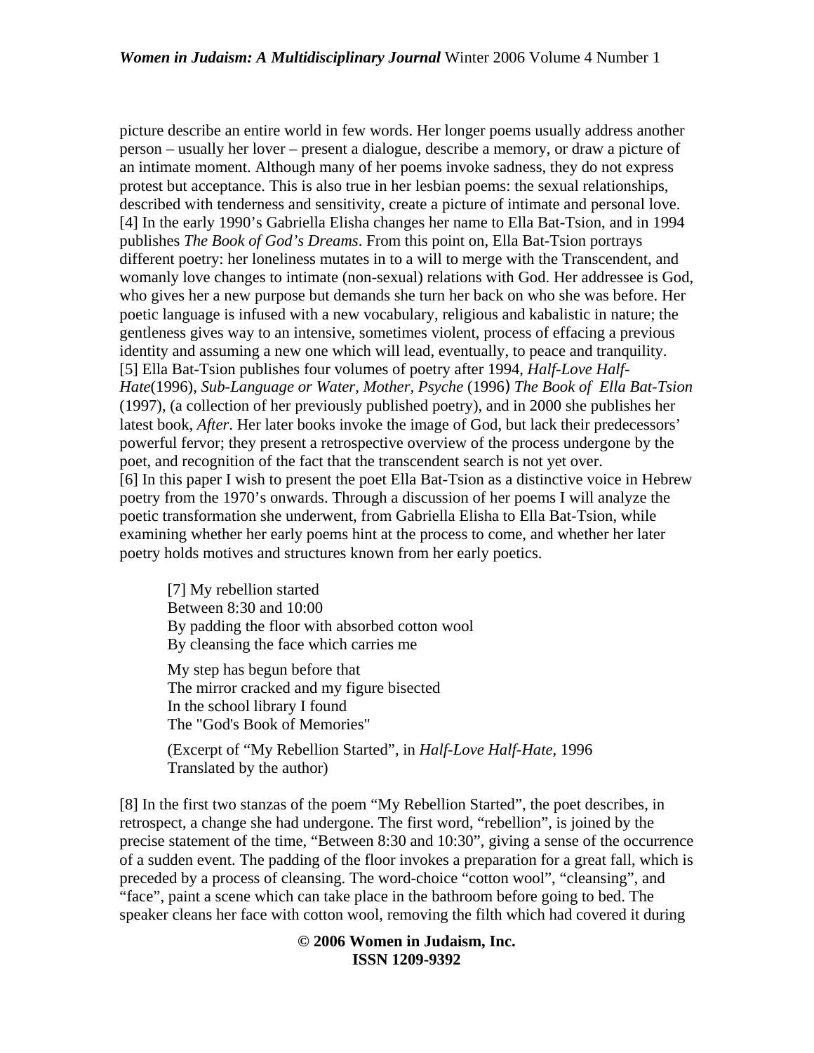picture describe an entire world in few words. Her longer poems usually address another person – usually her lover – present a dialogue, describe a memory, or draw a picture of an intimate moment. Although many of her poems invoke sadness, they do not express protest but acceptance. This is also true in her lesbian poems: the sexual relationships, described with tenderness and sensitivity, create a picture of intimate and personal love.
[4] In the early 1990's Gabriella Elisha changes her name to Ella Bat-Tsion, and in 1994 publishes *The Book of God's Dreams*. From this point on, Ella Bat-Tsion portrays different poetry: her loneliness mutates in to a will to merge with the Transcendent, and womanly love changes to intimate (non-sexual) relations with God. Her addressee is God, who gives her a new purpose but demands she turn her back on who she was before. Her poetic language is infused with a new vocabulary, religious and kabalistic in nature; the gentleness gives way to an intensive, sometimes violent, process of effacing a previous identity and assuming a new one which will lead, eventually, to peace and tranquility.
[5] Ella Bat-Tsion publishes four volumes of poetry after 1994, *Half-Love Half-Hate*(1996), *Sub-Language or Water, Mother, Psyche* (1996) *The Book of Ella Bat-Tsion* (1997), (a collection of her previously published poetry), and in 2000 she publishes her latest book, *After*. Her later books invoke the image of God, but lack their predecessors' powerful fervor; they present a retrospective overview of the process undergone by the poet, and recognition of the fact that the transcendent search is not yet over.
[6] In this paper I wish to present the poet Ella Bat-Tsion as a distinctive voice in Hebrew poetry from the 1970's onwards. Through a discussion of her poems I will analyze the poetic transformation she underwent, from Gabriella Elisha to Ella Bat-Tsion, while examining whether her early poems hint at the process to come, and whether her later poetry holds motives and structures known from her early poetics.

> [7] My rebellion started
> Between 8:30 and 10:00
> By padding the floor with absorbed cotton wool
> By cleansing the face which carries me
>
> My step has begun before that
> The mirror cracked and my figure bisected
> In the school library I found
> The "God's Book of Memories"
>
> (Excerpt of "My Rebellion Started", in *Half-Love Half-Hate*, 1996
> Translated by the author)

[8] In the first two stanzas of the poem "My Rebellion Started", the poet describes, in retrospect, a change she had undergone. The first word, "rebellion", is joined by the precise statement of the time, "Between 8:30 and 10:30", giving a sense of the occurrence of a sudden event. The padding of the floor invokes a preparation for a great fall, which is preceded by a process of cleansing. The word-choice "cotton wool", "cleansing", and "face", paint a scene which can take place in the bathroom before going to bed. The speaker cleans her face with cotton wool, removing the filth which had covered it during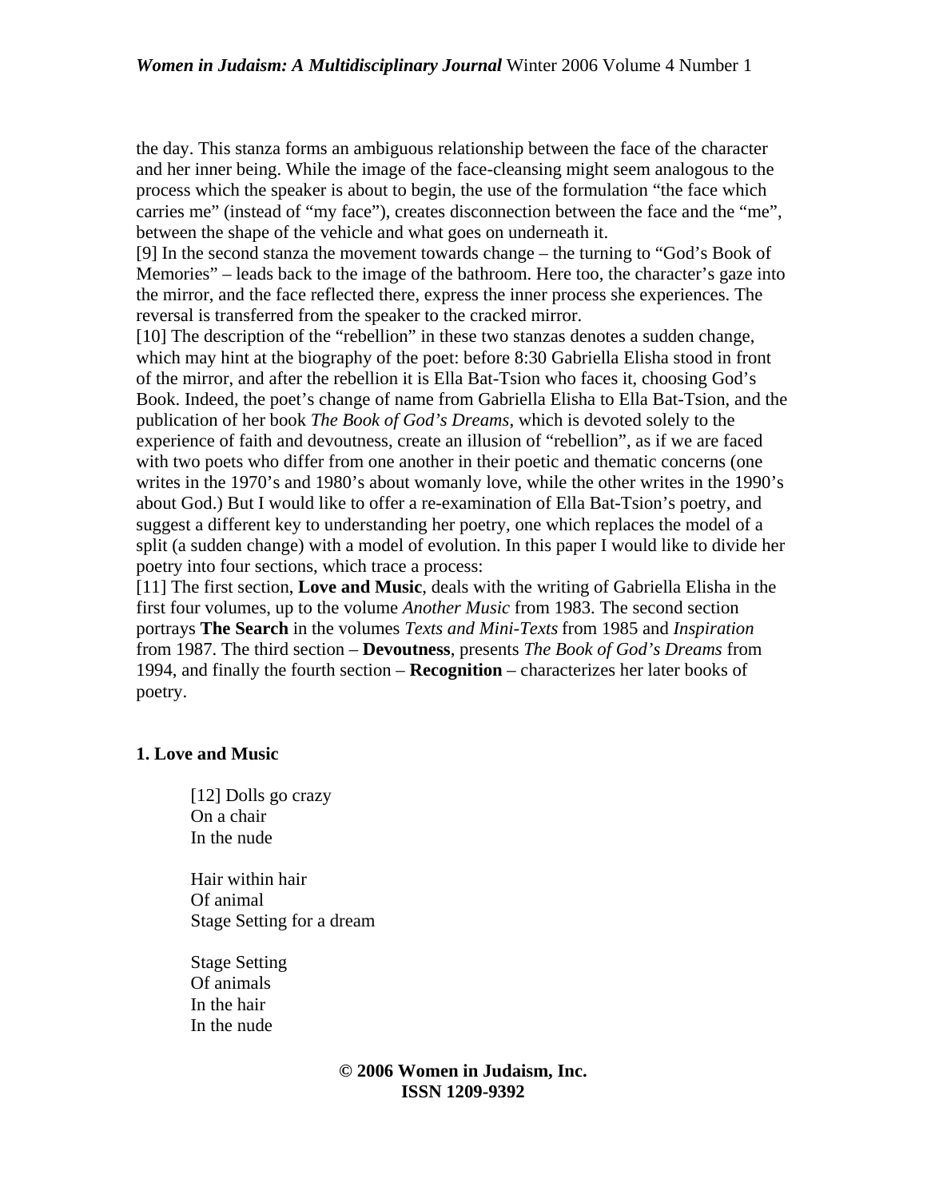the day. This stanza forms an ambiguous relationship between the face of the character and her inner being. While the image of the face-cleansing might seem analogous to the process which the speaker is about to begin, the use of the formulation "the face which carries me" (instead of "my face"), creates disconnection between the face and the "me", between the shape of the vehicle and what goes on underneath it.

[9] In the second stanza the movement towards change – the turning to "God's Book of Memories" – leads back to the image of the bathroom. Here too, the character's gaze into the mirror, and the face reflected there, express the inner process she experiences. The reversal is transferred from the speaker to the cracked mirror.

[10] The description of the "rebellion" in these two stanzas denotes a sudden change, which may hint at the biography of the poet: before 8:30 Gabriella Elisha stood in front of the mirror, and after the rebellion it is Ella Bat-Tsion who faces it, choosing God's Book. Indeed, the poet's change of name from Gabriella Elisha to Ella Bat-Tsion, and the publication of her book *The Book of God's Dreams*, which is devoted solely to the experience of faith and devoutness, create an illusion of "rebellion", as if we are faced with two poets who differ from one another in their poetic and thematic concerns (one writes in the 1970's and 1980's about womanly love, while the other writes in the 1990's about God.) But I would like to offer a re-examination of Ella Bat-Tsion's poetry, and suggest a different key to understanding her poetry, one which replaces the model of a split (a sudden change) with a model of evolution. In this paper I would like to divide her poetry into four sections, which trace a process:

[11] The first section, **Love and Music**, deals with the writing of Gabriella Elisha in the first four volumes, up to the volume *Another Music* from 1983. The second section portrays **The Search** in the volumes *Texts and Mini-Texts* from 1985 and *Inspiration* from 1987. The third section – **Devoutness**, presents *The Book of God's Dreams* from 1994, and finally the fourth section – **Recognition** – characterizes her later books of poetry.

**1. Love and Music**

> [12] Dolls go crazy
> On a chair
> In the nude
>
> Hair within hair
> Of animal
> Stage Setting for a dream
>
> Stage Setting
> Of animals
> In the hair
> In the nude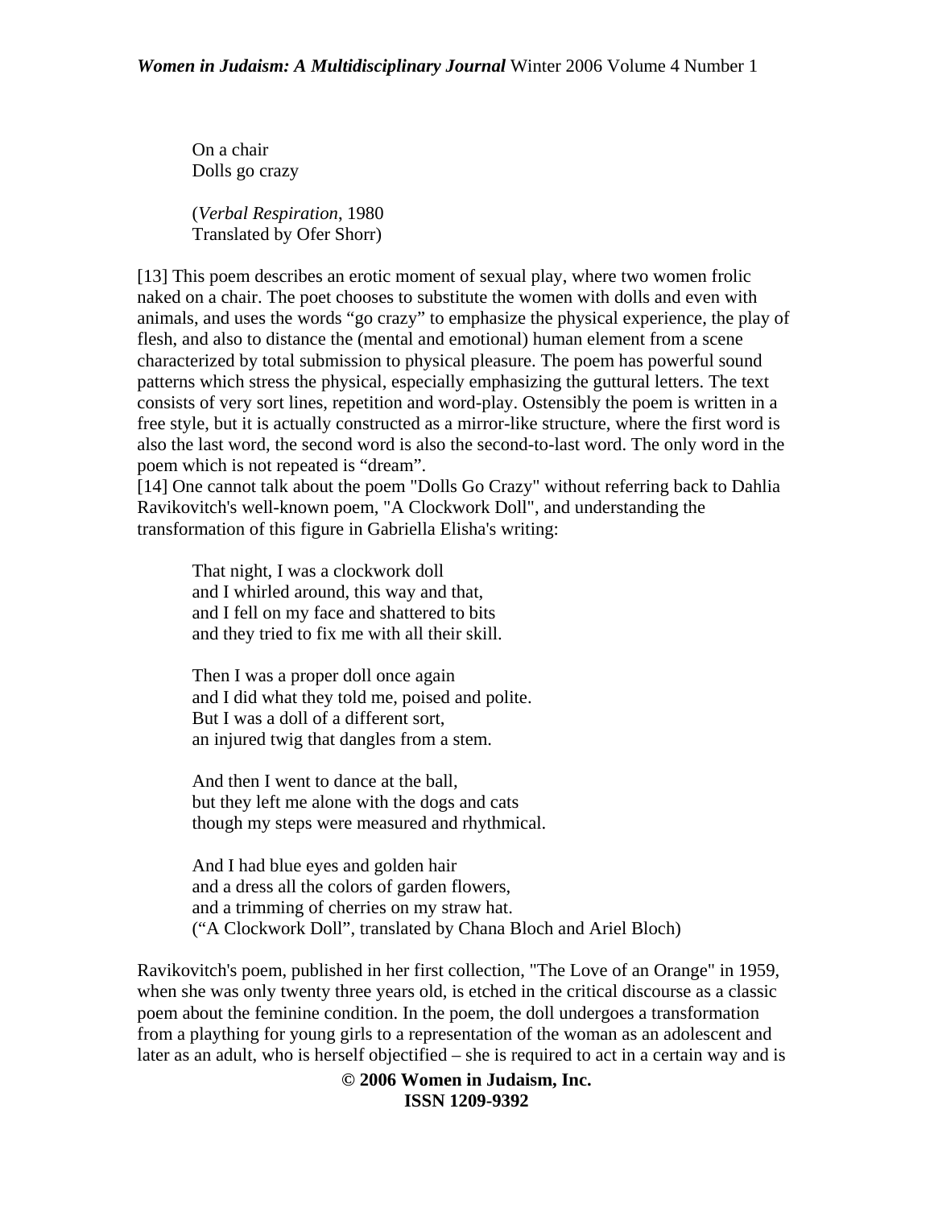On a chair
Dolls go crazy

(*Verbal Respiration*, 1980
Translated by Ofer Shorr)

[13] This poem describes an erotic moment of sexual play, where two women frolic naked on a chair. The poet chooses to substitute the women with dolls and even with animals, and uses the words "go crazy" to emphasize the physical experience, the play of flesh, and also to distance the (mental and emotional) human element from a scene characterized by total submission to physical pleasure. The poem has powerful sound patterns which stress the physical, especially emphasizing the guttural letters. The text consists of very sort lines, repetition and word-play. Ostensibly the poem is written in a free style, but it is actually constructed as a mirror-like structure, where the first word is also the last word, the second word is also the second-to-last word. The only word in the poem which is not repeated is "dream".

[14] One cannot talk about the poem "Dolls Go Crazy" without referring back to Dahlia Ravikovitch's well-known poem, "A Clockwork Doll", and understanding the transformation of this figure in Gabriella Elisha's writing:

That night, I was a clockwork doll
and I whirled around, this way and that,
and I fell on my face and shattered to bits
and they tried to fix me with all their skill.

Then I was a proper doll once again
and I did what they told me, poised and polite.
But I was a doll of a different sort,
an injured twig that dangles from a stem.

And then I went to dance at the ball,
but they left me alone with the dogs and cats
though my steps were measured and rhythmical.

And I had blue eyes and golden hair
and a dress all the colors of garden flowers,
and a trimming of cherries on my straw hat.
("A Clockwork Doll", translated by Chana Bloch and Ariel Bloch)

Ravikovitch's poem, published in her first collection, "The Love of an Orange" in 1959, when she was only twenty three years old, is etched in the critical discourse as a classic poem about the feminine condition. In the poem, the doll undergoes a transformation from a plaything for young girls to a representation of the woman as an adolescent and later as an adult, who is herself objectified – she is required to act in a certain way and is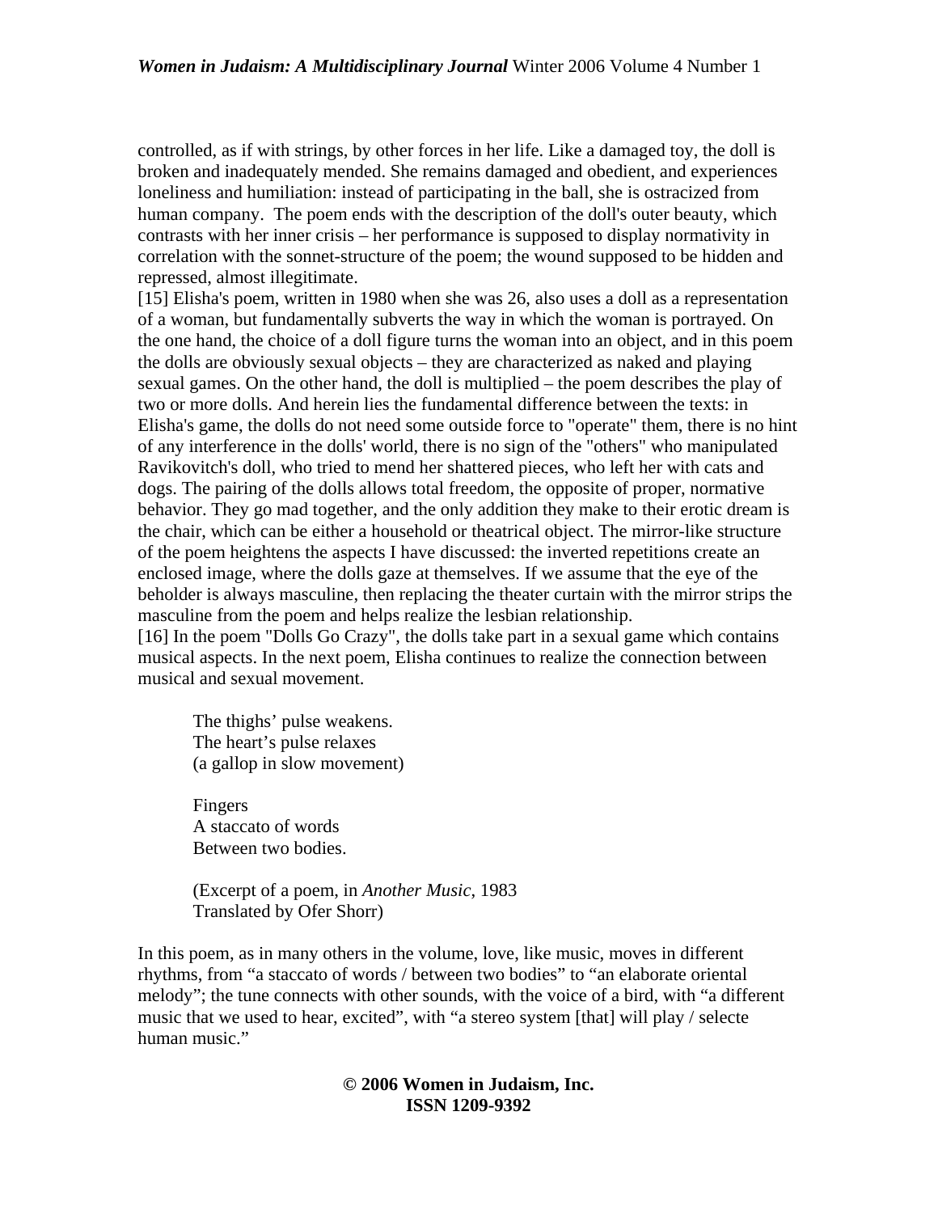controlled, as if with strings, by other forces in her life. Like a damaged toy, the doll is broken and inadequately mended. She remains damaged and obedient, and experiences loneliness and humiliation: instead of participating in the ball, she is ostracized from human company. The poem ends with the description of the doll's outer beauty, which contrasts with her inner crisis – her performance is supposed to display normativity in correlation with the sonnet-structure of the poem; the wound supposed to be hidden and repressed, almost illegitimate.

[15] Elisha's poem, written in 1980 when she was 26, also uses a doll as a representation of a woman, but fundamentally subverts the way in which the woman is portrayed. On the one hand, the choice of a doll figure turns the woman into an object, and in this poem the dolls are obviously sexual objects – they are characterized as naked and playing sexual games. On the other hand, the doll is multiplied – the poem describes the play of two or more dolls. And herein lies the fundamental difference between the texts: in Elisha's game, the dolls do not need some outside force to "operate" them, there is no hint of any interference in the dolls' world, there is no sign of the "others" who manipulated Ravikovitch's doll, who tried to mend her shattered pieces, who left her with cats and dogs. The pairing of the dolls allows total freedom, the opposite of proper, normative behavior. They go mad together, and the only addition they make to their erotic dream is the chair, which can be either a household or theatrical object. The mirror-like structure of the poem heightens the aspects I have discussed: the inverted repetitions create an enclosed image, where the dolls gaze at themselves. If we assume that the eye of the beholder is always masculine, then replacing the theater curtain with the mirror strips the masculine from the poem and helps realize the lesbian relationship.

[16] In the poem "Dolls Go Crazy", the dolls take part in a sexual game which contains musical aspects. In the next poem, Elisha continues to realize the connection between musical and sexual movement.

> The thighs' pulse weakens.
> The heart's pulse relaxes
> (a gallop in slow movement)
>
> Fingers
> A staccato of words
> Between two bodies.
>
> (Excerpt of a poem, in *Another Music*, 1983
> Translated by Ofer Shorr)

In this poem, as in many others in the volume, love, like music, moves in different rhythms, from "a staccato of words / between two bodies" to "an elaborate oriental melody"; the tune connects with other sounds, with the voice of a bird, with "a different music that we used to hear, excited", with "a stereo system [that] will play / selecte human music."

**© 2006 Women in Judaism, Inc.**
**ISSN 1209-9392**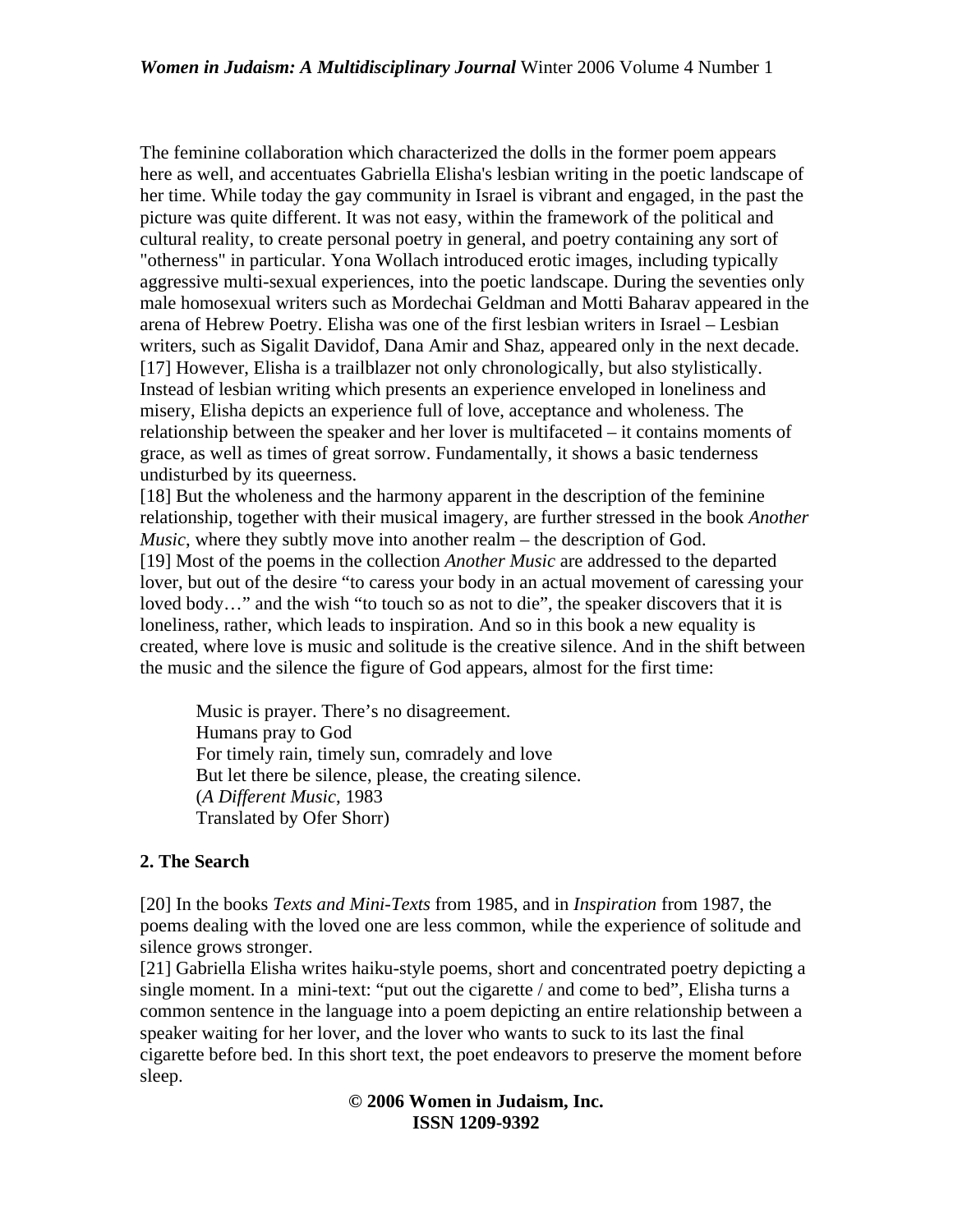The feminine collaboration which characterized the dolls in the former poem appears here as well, and accentuates Gabriella Elisha's lesbian writing in the poetic landscape of her time. While today the gay community in Israel is vibrant and engaged, in the past the picture was quite different. It was not easy, within the framework of the political and cultural reality, to create personal poetry in general, and poetry containing any sort of "otherness" in particular. Yona Wollach introduced erotic images, including typically aggressive multi-sexual experiences, into the poetic landscape. During the seventies only male homosexual writers such as Mordechai Geldman and Motti Baharav appeared in the arena of Hebrew Poetry. Elisha was one of the first lesbian writers in Israel – Lesbian writers, such as Sigalit Davidof, Dana Amir and Shaz, appeared only in the next decade.

[17] However, Elisha is a trailblazer not only chronologically, but also stylistically. Instead of lesbian writing which presents an experience enveloped in loneliness and misery, Elisha depicts an experience full of love, acceptance and wholeness. The relationship between the speaker and her lover is multifaceted – it contains moments of grace, as well as times of great sorrow. Fundamentally, it shows a basic tenderness undisturbed by its queerness.

[18] But the wholeness and the harmony apparent in the description of the feminine relationship, together with their musical imagery, are further stressed in the book *Another Music*, where they subtly move into another realm – the description of God.

[19] Most of the poems in the collection *Another Music* are addressed to the departed lover, but out of the desire "to caress your body in an actual movement of caressing your loved body…" and the wish "to touch so as not to die", the speaker discovers that it is loneliness, rather, which leads to inspiration. And so in this book a new equality is created, where love is music and solitude is the creative silence. And in the shift between the music and the silence the figure of God appears, almost for the first time:

> Music is prayer. There's no disagreement.
> Humans pray to God
> For timely rain, timely sun, comradely and love
> But let there be silence, please, the creating silence.
> (*A Different Music*, 1983
> Translated by Ofer Shorr)

## 2. The Search

[20] In the books *Texts and Mini-Texts* from 1985, and in *Inspiration* from 1987, the poems dealing with the loved one are less common, while the experience of solitude and silence grows stronger.

[21] Gabriella Elisha writes haiku-style poems, short and concentrated poetry depicting a single moment. In a mini-text: "put out the cigarette / and come to bed", Elisha turns a common sentence in the language into a poem depicting an entire relationship between a speaker waiting for her lover, and the lover who wants to suck to its last the final cigarette before bed. In this short text, the poet endeavors to preserve the moment before sleep.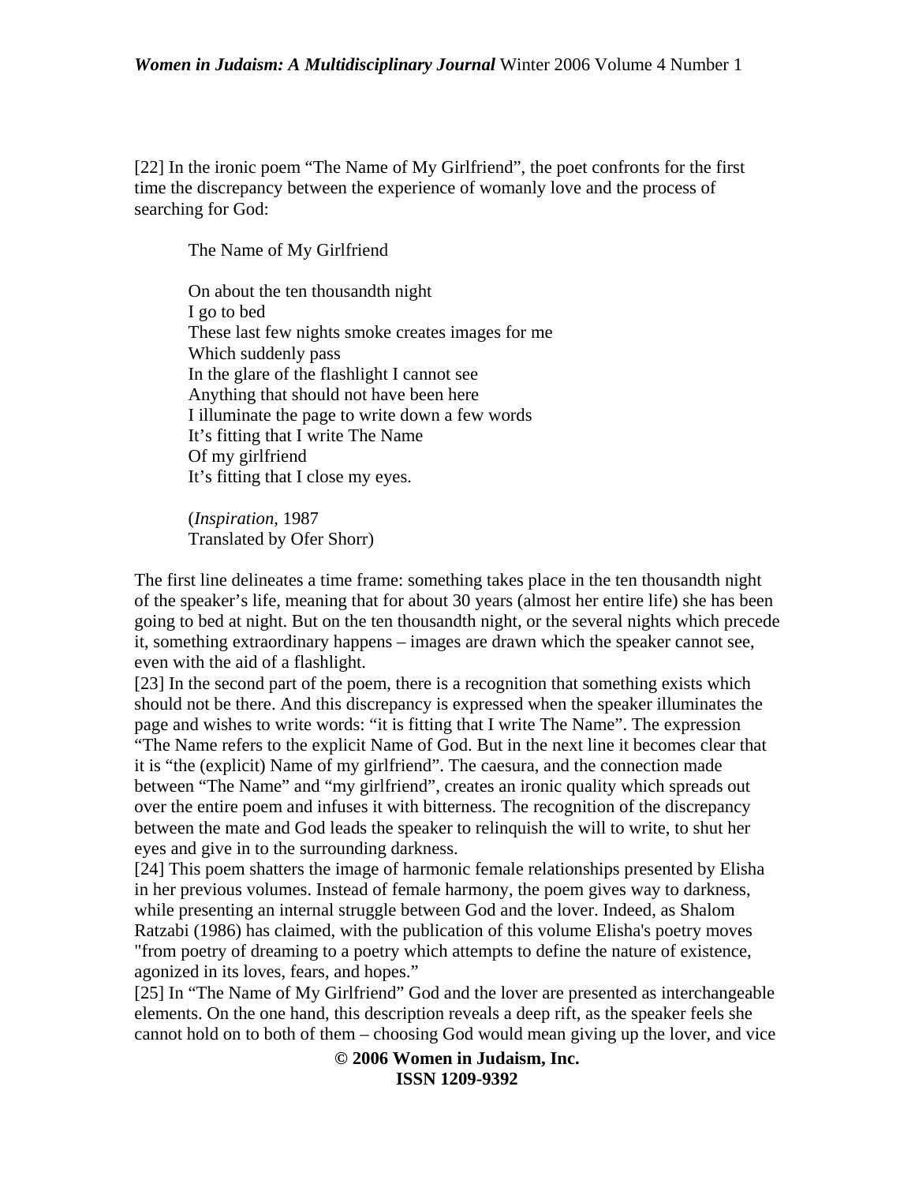[22] In the ironic poem "The Name of My Girlfriend", the poet confronts for the first time the discrepancy between the experience of womanly love and the process of searching for God:

> The Name of My Girlfriend
>
> On about the ten thousandth night
> I go to bed
> These last few nights smoke creates images for me
> Which suddenly pass
> In the glare of the flashlight I cannot see
> Anything that should not have been here
> I illuminate the page to write down a few words
> It's fitting that I write The Name
> Of my girlfriend
> It's fitting that I close my eyes.
>
> (*Inspiration*, 1987
> Translated by Ofer Shorr)

The first line delineates a time frame: something takes place in the ten thousandth night of the speaker's life, meaning that for about 30 years (almost her entire life) she has been going to bed at night. But on the ten thousandth night, or the several nights which precede it, something extraordinary happens – images are drawn which the speaker cannot see, even with the aid of a flashlight.

[23] In the second part of the poem, there is a recognition that something exists which should not be there. And this discrepancy is expressed when the speaker illuminates the page and wishes to write words: "it is fitting that I write The Name". The expression "The Name refers to the explicit Name of God. But in the next line it becomes clear that it is "the (explicit) Name of my girlfriend". The caesura, and the connection made between "The Name" and "my girlfriend", creates an ironic quality which spreads out over the entire poem and infuses it with bitterness. The recognition of the discrepancy between the mate and God leads the speaker to relinquish the will to write, to shut her eyes and give in to the surrounding darkness.

[24] This poem shatters the image of harmonic female relationships presented by Elisha in her previous volumes. Instead of female harmony, the poem gives way to darkness, while presenting an internal struggle between God and the lover. Indeed, as Shalom Ratzabi (1986) has claimed, with the publication of this volume Elisha's poetry moves "from poetry of dreaming to a poetry which attempts to define the nature of existence, agonized in its loves, fears, and hopes."

[25] In "The Name of My Girlfriend" God and the lover are presented as interchangeable elements. On the one hand, this description reveals a deep rift, as the speaker feels she cannot hold on to both of them – choosing God would mean giving up the lover, and vice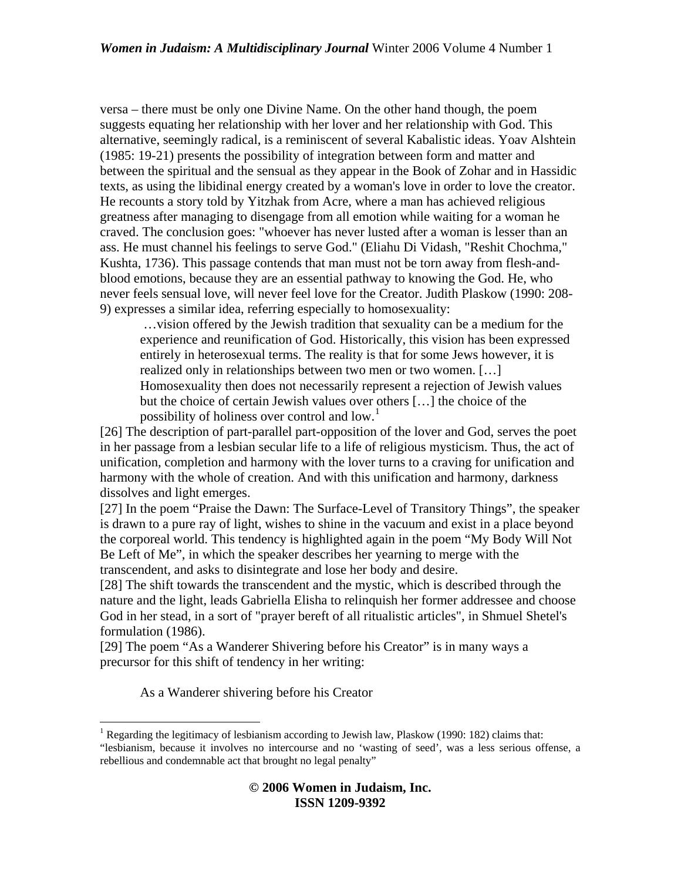versa – there must be only one Divine Name. On the other hand though, the poem suggests equating her relationship with her lover and her relationship with God. This alternative, seemingly radical, is a reminiscent of several Kabalistic ideas. Yoav Alshtein (1985: 19-21) presents the possibility of integration between form and matter and between the spiritual and the sensual as they appear in the Book of Zohar and in Hassidic texts, as using the libidinal energy created by a woman's love in order to love the creator. He recounts a story told by Yitzhak from Acre, where a man has achieved religious greatness after managing to disengage from all emotion while waiting for a woman he craved. The conclusion goes: "whoever has never lusted after a woman is lesser than an ass. He must channel his feelings to serve God." (Eliahu Di Vidash, "Reshit Chochma," Kushta, 1736). This passage contends that man must not be torn away from flesh-and-blood emotions, because they are an essential pathway to knowing the God. He, who never feels sensual love, will never feel love for the Creator. Judith Plaskow (1990: 208-9) expresses a similar idea, referring especially to homosexuality:

> …vision offered by the Jewish tradition that sexuality can be a medium for the experience and reunification of God. Historically, this vision has been expressed entirely in heterosexual terms. The reality is that for some Jews however, it is realized only in relationships between two men or two women. […] Homosexuality then does not necessarily represent a rejection of Jewish values but the choice of certain Jewish values over others […] the choice of the possibility of holiness over control and low.[1]

[26] The description of part-parallel part-opposition of the lover and God, serves the poet in her passage from a lesbian secular life to a life of religious mysticism. Thus, the act of unification, completion and harmony with the lover turns to a craving for unification and harmony with the whole of creation. And with this unification and harmony, darkness dissolves and light emerges.

[27] In the poem "Praise the Dawn: The Surface-Level of Transitory Things", the speaker is drawn to a pure ray of light, wishes to shine in the vacuum and exist in a place beyond the corporeal world. This tendency is highlighted again in the poem "My Body Will Not Be Left of Me", in which the speaker describes her yearning to merge with the transcendent, and asks to disintegrate and lose her body and desire.

[28] The shift towards the transcendent and the mystic, which is described through the nature and the light, leads Gabriella Elisha to relinquish her former addressee and choose God in her stead, in a sort of "prayer bereft of all ritualistic articles", in Shmuel Shetel's formulation (1986).

[29] The poem "As a Wanderer Shivering before his Creator" is in many ways a precursor for this shift of tendency in her writing:

> As a Wanderer shivering before his Creator

---

[1] Regarding the legitimacy of lesbianism according to Jewish law, Plaskow (1990: 182) claims that: "lesbianism, because it involves no intercourse and no 'wasting of seed', was a less serious offense, a rebellious and condemnable act that brought no legal penalty"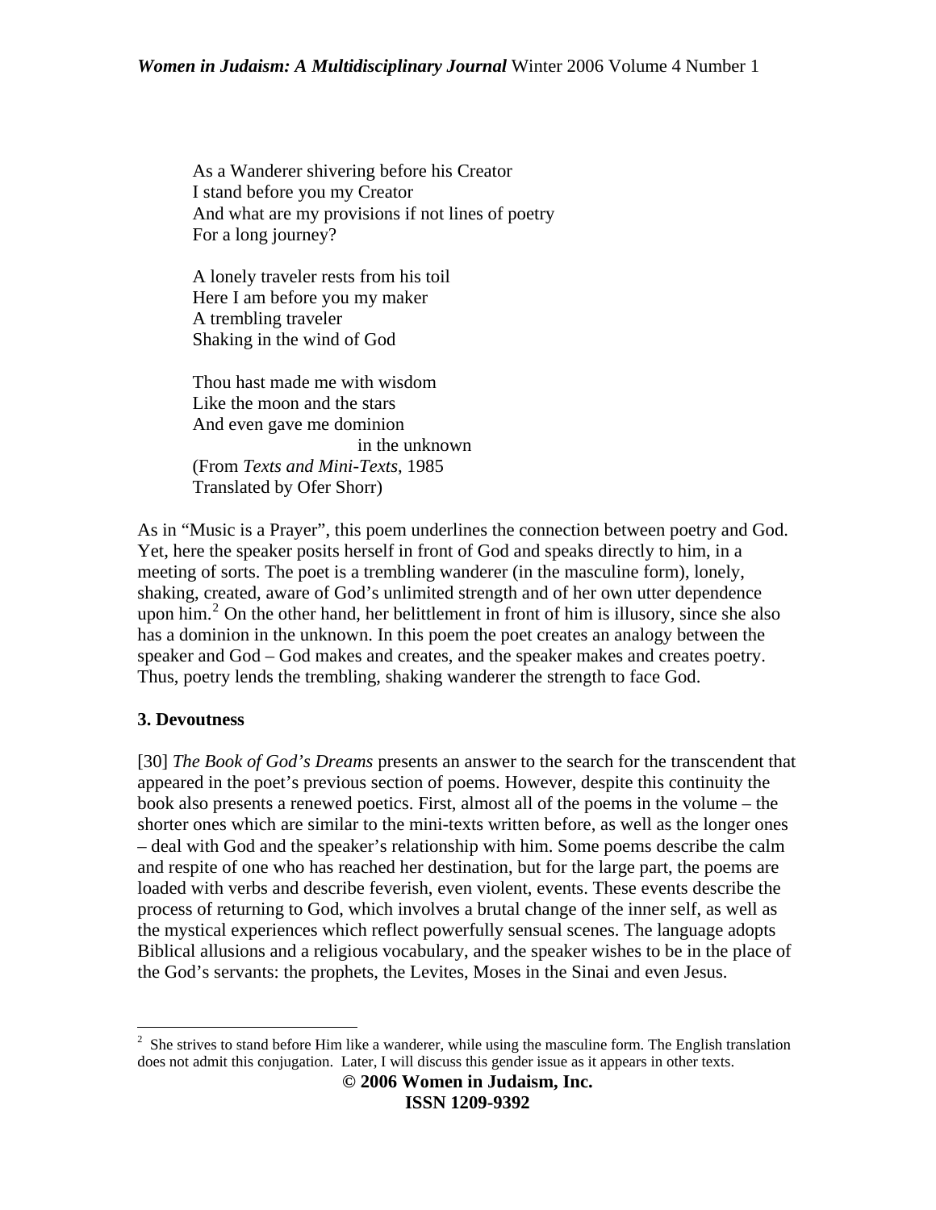As a Wanderer shivering before his Creator
I stand before you my Creator
And what are my provisions if not lines of poetry
For a long journey?

A lonely traveler rests from his toil
Here I am before you my maker
A trembling traveler
Shaking in the wind of God

Thou hast made me with wisdom
Like the moon and the stars
And even gave me dominion
                              in the unknown
(From *Texts and Mini-Texts*, 1985
Translated by Ofer Shorr)

As in "Music is a Prayer", this poem underlines the connection between poetry and God. Yet, here the speaker posits herself in front of God and speaks directly to him, in a meeting of sorts. The poet is a trembling wanderer (in the masculine form), lonely, shaking, created, aware of God's unlimited strength and of her own utter dependence upon him.[2] On the other hand, her belittlement in front of him is illusory, since she also has a dominion in the unknown. In this poem the poet creates an analogy between the speaker and God – God makes and creates, and the speaker makes and creates poetry. Thus, poetry lends the trembling, shaking wanderer the strength to face God.

### 3. Devoutness

[30] *The Book of God's Dreams* presents an answer to the search for the transcendent that appeared in the poet's previous section of poems. However, despite this continuity the book also presents a renewed poetics. First, almost all of the poems in the volume – the shorter ones which are similar to the mini-texts written before, as well as the longer ones – deal with God and the speaker's relationship with him. Some poems describe the calm and respite of one who has reached her destination, but for the large part, the poems are loaded with verbs and describe feverish, even violent, events. These events describe the process of returning to God, which involves a brutal change of the inner self, as well as the mystical experiences which reflect powerfully sensual scenes. The language adopts Biblical allusions and a religious vocabulary, and the speaker wishes to be in the place of the God's servants: the prophets, the Levites, Moses in the Sinai and even Jesus.

---

[2] She strives to stand before Him like a wanderer, while using the masculine form. The English translation does not admit this conjugation. Later, I will discuss this gender issue as it appears in other texts.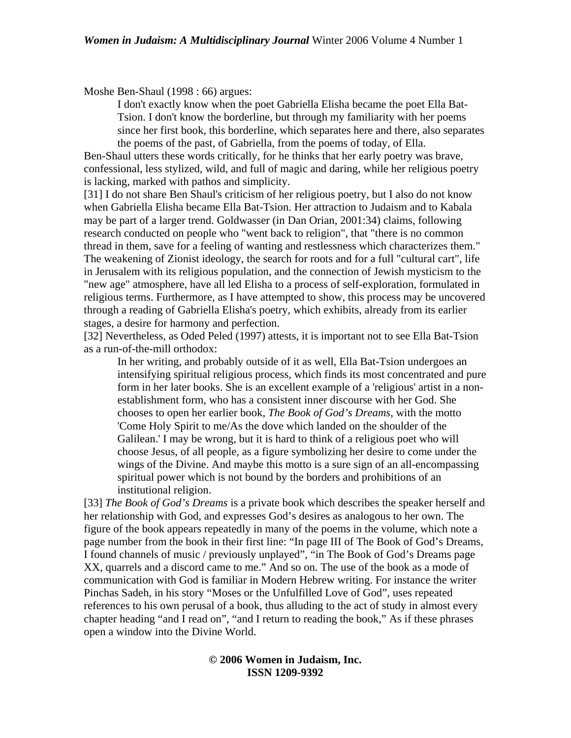Moshe Ben-Shaul (1998 : 66) argues:

> I don't exactly know when the poet Gabriella Elisha became the poet Ella Bat-Tsion. I don't know the borderline, but through my familiarity with her poems since her first book, this borderline, which separates here and there, also separates the poems of the past, of Gabriella, from the poems of today, of Ella.

Ben-Shaul utters these words critically, for he thinks that her early poetry was brave, confessional, less stylized, wild, and full of magic and daring, while her religious poetry is lacking, marked with pathos and simplicity.

[31] I do not share Ben Shaul's criticism of her religious poetry, but I also do not know when Gabriella Elisha became Ella Bat-Tsion. Her attraction to Judaism and to Kabala may be part of a larger trend. Goldwasser (in Dan Orian, 2001:34) claims, following research conducted on people who "went back to religion", that "there is no common thread in them, save for a feeling of wanting and restlessness which characterizes them." The weakening of Zionist ideology, the search for roots and for a full "cultural cart", life in Jerusalem with its religious population, and the connection of Jewish mysticism to the "new age" atmosphere, have all led Elisha to a process of self-exploration, formulated in religious terms. Furthermore, as I have attempted to show, this process may be uncovered through a reading of Gabriella Elisha's poetry, which exhibits, already from its earlier stages, a desire for harmony and perfection.

[32] Nevertheless, as Oded Peled (1997) attests, it is important not to see Ella Bat-Tsion as a run-of-the-mill orthodox:

> In her writing, and probably outside of it as well, Ella Bat-Tsion undergoes an intensifying spiritual religious process, which finds its most concentrated and pure form in her later books. She is an excellent example of a 'religious' artist in a non-establishment form, who has a consistent inner discourse with her God. She chooses to open her earlier book, *The Book of God's Dreams*, with the motto 'Come Holy Spirit to me/As the dove which landed on the shoulder of the Galilean.' I may be wrong, but it is hard to think of a religious poet who will choose Jesus, of all people, as a figure symbolizing her desire to come under the wings of the Divine. And maybe this motto is a sure sign of an all-encompassing spiritual power which is not bound by the borders and prohibitions of an institutional religion.

[33] *The Book of God's Dreams* is a private book which describes the speaker herself and her relationship with God, and expresses God's desires as analogous to her own. The figure of the book appears repeatedly in many of the poems in the volume, which note a page number from the book in their first line: "In page III of The Book of God's Dreams, I found channels of music / previously unplayed", "in The Book of God's Dreams page XX, quarrels and a discord came to me." And so on. The use of the book as a mode of communication with God is familiar in Modern Hebrew writing. For instance the writer Pinchas Sadeh, in his story "Moses or the Unfulfilled Love of God", uses repeated references to his own perusal of a book, thus alluding to the act of study in almost every chapter heading "and I read on", "and I return to reading the book," As if these phrases open a window into the Divine World.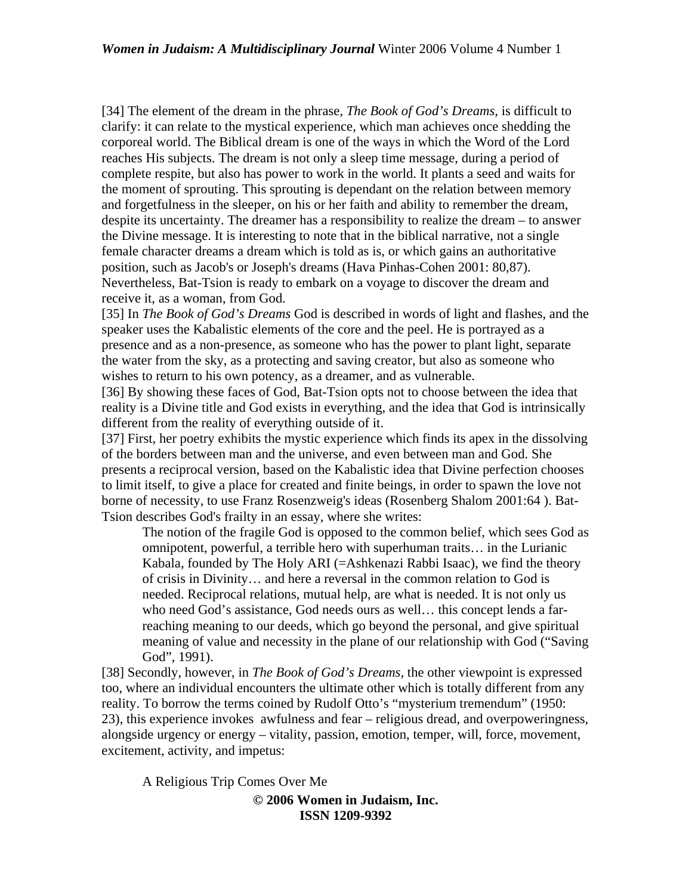[34] The element of the dream in the phrase, *The Book of God's Dreams*, is difficult to clarify: it can relate to the mystical experience, which man achieves once shedding the corporeal world. The Biblical dream is one of the ways in which the Word of the Lord reaches His subjects. The dream is not only a sleep time message, during a period of complete respite, but also has power to work in the world. It plants a seed and waits for the moment of sprouting. This sprouting is dependant on the relation between memory and forgetfulness in the sleeper, on his or her faith and ability to remember the dream, despite its uncertainty. The dreamer has a responsibility to realize the dream – to answer the Divine message. It is interesting to note that in the biblical narrative, not a single female character dreams a dream which is told as is, or which gains an authoritative position, such as Jacob's or Joseph's dreams (Hava Pinhas-Cohen 2001: 80,87). Nevertheless, Bat-Tsion is ready to embark on a voyage to discover the dream and receive it, as a woman, from God.

[35] In *The Book of God's Dreams* God is described in words of light and flashes, and the speaker uses the Kabalistic elements of the core and the peel. He is portrayed as a presence and as a non-presence, as someone who has the power to plant light, separate the water from the sky, as a protecting and saving creator, but also as someone who wishes to return to his own potency, as a dreamer, and as vulnerable.

[36] By showing these faces of God, Bat-Tsion opts not to choose between the idea that reality is a Divine title and God exists in everything, and the idea that God is intrinsically different from the reality of everything outside of it.

[37] First, her poetry exhibits the mystic experience which finds its apex in the dissolving of the borders between man and the universe, and even between man and God. She presents a reciprocal version, based on the Kabalistic idea that Divine perfection chooses to limit itself, to give a place for created and finite beings, in order to spawn the love not borne of necessity, to use Franz Rosenzweig's ideas (Rosenberg Shalom 2001:64 ). Bat-Tsion describes God's frailty in an essay, where she writes:

> The notion of the fragile God is opposed to the common belief, which sees God as omnipotent, powerful, a terrible hero with superhuman traits… in the Lurianic Kabala, founded by The Holy ARI (=Ashkenazi Rabbi Isaac), we find the theory of crisis in Divinity… and here a reversal in the common relation to God is needed. Reciprocal relations, mutual help, are what is needed. It is not only us who need God's assistance, God needs ours as well… this concept lends a far-reaching meaning to our deeds, which go beyond the personal, and give spiritual meaning of value and necessity in the plane of our relationship with God ("Saving God", 1991).

[38] Secondly, however, in *The Book of God's Dreams*, the other viewpoint is expressed too, where an individual encounters the ultimate other which is totally different from any reality. To borrow the terms coined by Rudolf Otto's "mysterium tremendum" (1950: 23), this experience invokes awfulness and fear – religious dread, and overpoweringness, alongside urgency or energy – vitality, passion, emotion, temper, will, force, movement, excitement, activity, and impetus:

A Religious Trip Comes Over Me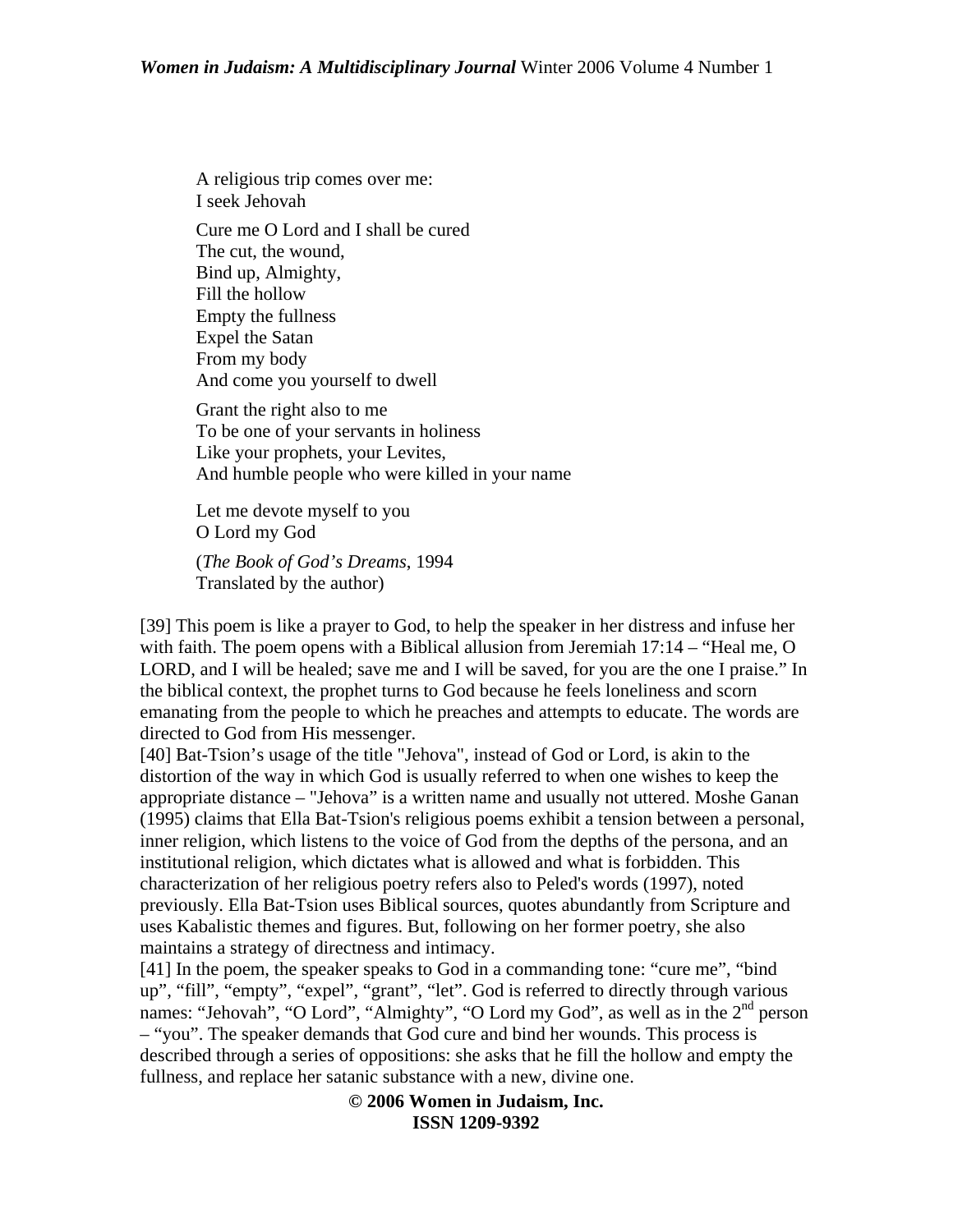A religious trip comes over me:
I seek Jehovah

Cure me O Lord and I shall be cured
The cut, the wound,
Bind up, Almighty,
Fill the hollow
Empty the fullness
Expel the Satan
From my body
And come you yourself to dwell

Grant the right also to me
To be one of your servants in holiness
Like your prophets, your Levites,
And humble people who were killed in your name

Let me devote myself to you
O Lord my God

(*The Book of God's Dreams*, 1994
Translated by the author)

[39] This poem is like a prayer to God, to help the speaker in her distress and infuse her with faith. The poem opens with a Biblical allusion from Jeremiah 17:14 – "Heal me, O LORD, and I will be healed; save me and I will be saved, for you are the one I praise." In the biblical context, the prophet turns to God because he feels loneliness and scorn emanating from the people to which he preaches and attempts to educate. The words are directed to God from His messenger.

[40] Bat-Tsion's usage of the title "Jehova", instead of God or Lord, is akin to the distortion of the way in which God is usually referred to when one wishes to keep the appropriate distance – "Jehova" is a written name and usually not uttered. Moshe Ganan (1995) claims that Ella Bat-Tsion's religious poems exhibit a tension between a personal, inner religion, which listens to the voice of God from the depths of the persona, and an institutional religion, which dictates what is allowed and what is forbidden. This characterization of her religious poetry refers also to Peled's words (1997), noted previously. Ella Bat-Tsion uses Biblical sources, quotes abundantly from Scripture and uses Kabalistic themes and figures. But, following on her former poetry, she also maintains a strategy of directness and intimacy.

[41] In the poem, the speaker speaks to God in a commanding tone: "cure me", "bind up", "fill", "empty", "expel", "grant", "let". God is referred to directly through various names: "Jehovah", "O Lord", "Almighty", "O Lord my God", as well as in the 2nd person – "you". The speaker demands that God cure and bind her wounds. This process is described through a series of oppositions: she asks that he fill the hollow and empty the fullness, and replace her satanic substance with a new, divine one.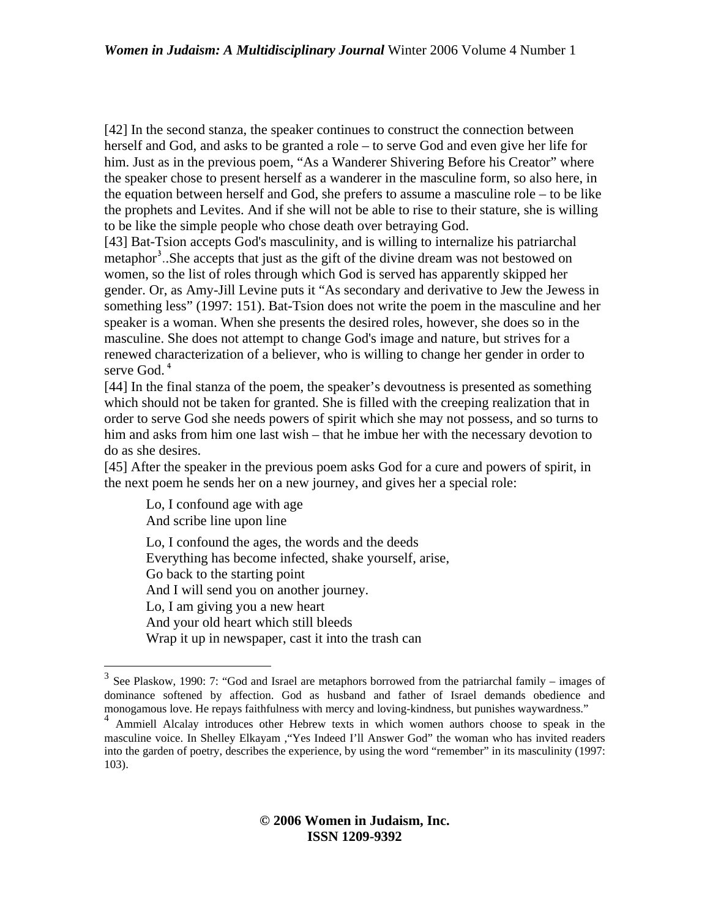[42] In the second stanza, the speaker continues to construct the connection between herself and God, and asks to be granted a role – to serve God and even give her life for him. Just as in the previous poem, "As a Wanderer Shivering Before his Creator" where the speaker chose to present herself as a wanderer in the masculine form, so also here, in the equation between herself and God, she prefers to assume a masculine role – to be like the prophets and Levites. And if she will not be able to rise to their stature, she is willing to be like the simple people who chose death over betraying God.

[43] Bat-Tsion accepts God's masculinity, and is willing to internalize his patriarchal metaphor[3]..She accepts that just as the gift of the divine dream was not bestowed on women, so the list of roles through which God is served has apparently skipped her gender. Or, as Amy-Jill Levine puts it "As secondary and derivative to Jew the Jewess in something less" (1997: 151). Bat-Tsion does not write the poem in the masculine and her speaker is a woman. When she presents the desired roles, however, she does so in the masculine. She does not attempt to change God's image and nature, but strives for a renewed characterization of a believer, who is willing to change her gender in order to serve God.[4]

[44] In the final stanza of the poem, the speaker's devoutness is presented as something which should not be taken for granted. She is filled with the creeping realization that in order to serve God she needs powers of spirit which she may not possess, and so turns to him and asks from him one last wish – that he imbue her with the necessary devotion to do as she desires.

[45] After the speaker in the previous poem asks God for a cure and powers of spirit, in the next poem he sends her on a new journey, and gives her a special role:

> Lo, I confound age with age
> And scribe line upon line
>
> Lo, I confound the ages, the words and the deeds
> Everything has become infected, shake yourself, arise,
> Go back to the starting point
> And I will send you on another journey.
> Lo, I am giving you a new heart
> And your old heart which still bleeds
> Wrap it up in newspaper, cast it into the trash can

---

[3] See Plaskow, 1990: 7: "God and Israel are metaphors borrowed from the patriarchal family – images of dominance softened by affection. God as husband and father of Israel demands obedience and monogamous love. He repays faithfulness with mercy and loving-kindness, but punishes waywardness."

[4] Ammiell Alcalay introduces other Hebrew texts in which women authors choose to speak in the masculine voice. In Shelley Elkayam ,"Yes Indeed I'll Answer God" the woman who has invited readers into the garden of poetry, describes the experience, by using the word "remember" in its masculinity (1997: 103).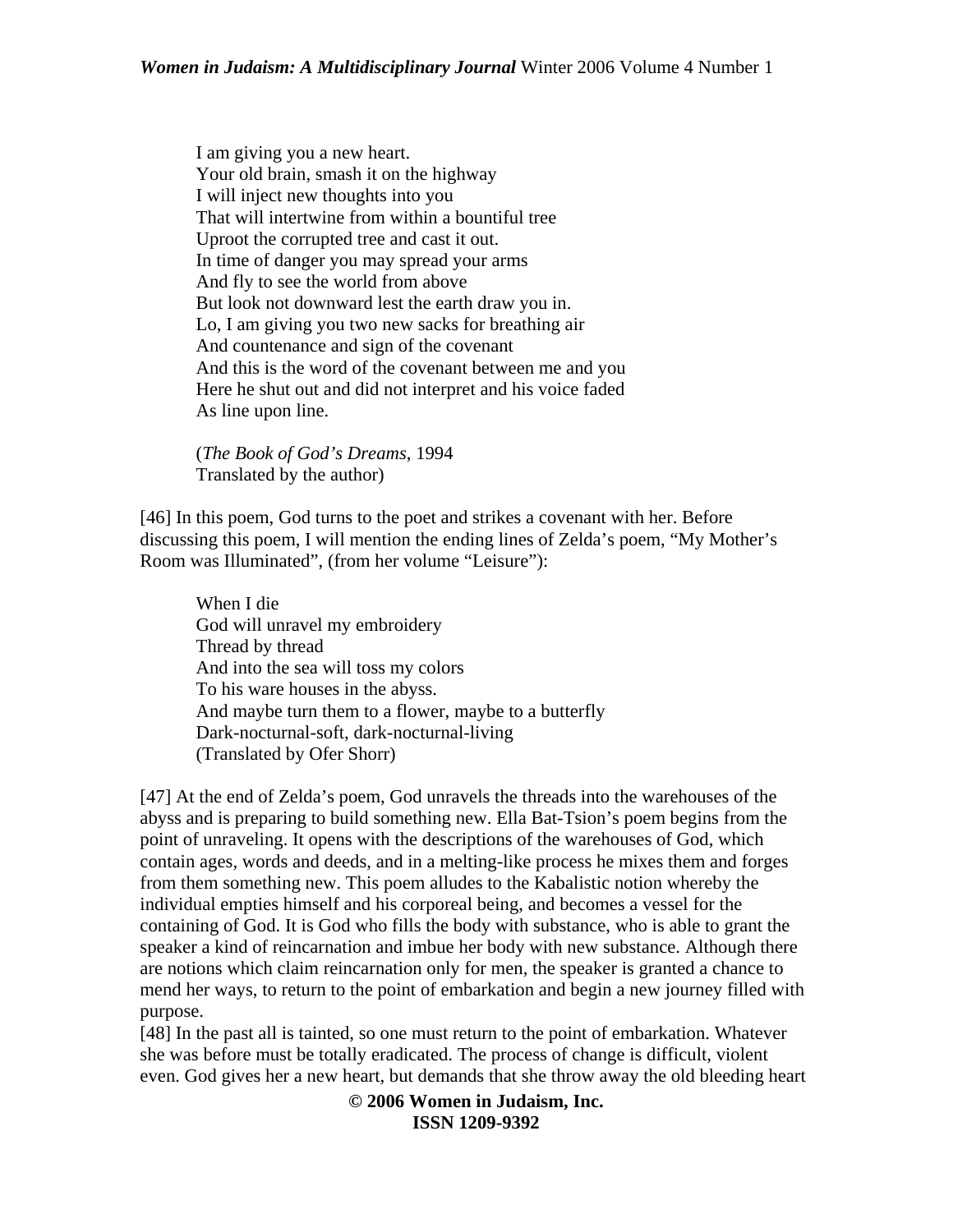I am giving you a new heart.  
Your old brain, smash it on the highway  
I will inject new thoughts into you  
That will intertwine from within a bountiful tree  
Uproot the corrupted tree and cast it out.  
In time of danger you may spread your arms  
And fly to see the world from above  
But look not downward lest the earth draw you in.  
Lo, I am giving you two new sacks for breathing air  
And countenance and sign of the covenant  
And this is the word of the covenant between me and you  
Here he shut out and did not interpret and his voice faded  
As line upon line.

(*The Book of God's Dreams*, 1994  
Translated by the author)

[46] In this poem, God turns to the poet and strikes a covenant with her. Before discussing this poem, I will mention the ending lines of Zelda's poem, "My Mother's Room was Illuminated", (from her volume "Leisure"):

When I die  
God will unravel my embroidery  
Thread by thread  
And into the sea will toss my colors  
To his ware houses in the abyss.  
And maybe turn them to a flower, maybe to a butterfly  
Dark-nocturnal-soft, dark-nocturnal-living  
(Translated by Ofer Shorr)

[47] At the end of Zelda's poem, God unravels the threads into the warehouses of the abyss and is preparing to build something new. Ella Bat-Tsion's poem begins from the point of unraveling. It opens with the descriptions of the warehouses of God, which contain ages, words and deeds, and in a melting-like process he mixes them and forges from them something new. This poem alludes to the Kabalistic notion whereby the individual empties himself and his corporeal being, and becomes a vessel for the containing of God. It is God who fills the body with substance, who is able to grant the speaker a kind of reincarnation and imbue her body with new substance. Although there are notions which claim reincarnation only for men, the speaker is granted a chance to mend her ways, to return to the point of embarkation and begin a new journey filled with purpose.

[48] In the past all is tainted, so one must return to the point of embarkation. Whatever she was before must be totally eradicated. The process of change is difficult, violent even. God gives her a new heart, but demands that she throw away the old bleeding heart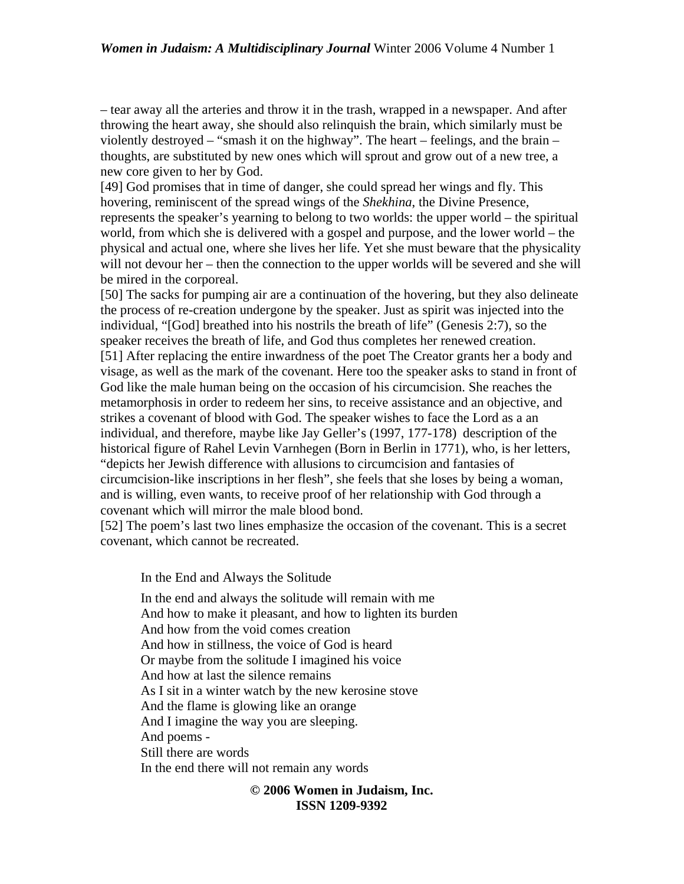– tear away all the arteries and throw it in the trash, wrapped in a newspaper. And after throwing the heart away, she should also relinquish the brain, which similarly must be violently destroyed – "smash it on the highway". The heart – feelings, and the brain – thoughts, are substituted by new ones which will sprout and grow out of a new tree, a new core given to her by God.

[49] God promises that in time of danger, she could spread her wings and fly. This hovering, reminiscent of the spread wings of the *Shekhina*, the Divine Presence, represents the speaker's yearning to belong to two worlds: the upper world – the spiritual world, from which she is delivered with a gospel and purpose, and the lower world – the physical and actual one, where she lives her life. Yet she must beware that the physicality will not devour her – then the connection to the upper worlds will be severed and she will be mired in the corporeal.

[50] The sacks for pumping air are a continuation of the hovering, but they also delineate the process of re-creation undergone by the speaker. Just as spirit was injected into the individual, "[God] breathed into his nostrils the breath of life" (Genesis 2:7), so the speaker receives the breath of life, and God thus completes her renewed creation.

[51] After replacing the entire inwardness of the poet The Creator grants her a body and visage, as well as the mark of the covenant. Here too the speaker asks to stand in front of God like the male human being on the occasion of his circumcision. She reaches the metamorphosis in order to redeem her sins, to receive assistance and an objective, and strikes a covenant of blood with God. The speaker wishes to face the Lord as a an individual, and therefore, maybe like Jay Geller's (1997, 177-178) description of the historical figure of Rahel Levin Varnhegen (Born in Berlin in 1771), who, is her letters, "depicts her Jewish difference with allusions to circumcision and fantasies of circumcision-like inscriptions in her flesh", she feels that she loses by being a woman, and is willing, even wants, to receive proof of her relationship with God through a covenant which will mirror the male blood bond.

[52] The poem's last two lines emphasize the occasion of the covenant. This is a secret covenant, which cannot be recreated.

In the End and Always the Solitude

In the end and always the solitude will remain with me
And how to make it pleasant, and how to lighten its burden
And how from the void comes creation
And how in stillness, the voice of God is heard
Or maybe from the solitude I imagined his voice
And how at last the silence remains
As I sit in a winter watch by the new kerosine stove
And the flame is glowing like an orange
And I imagine the way you are sleeping.
And poems -
Still there are words
In the end there will not remain any words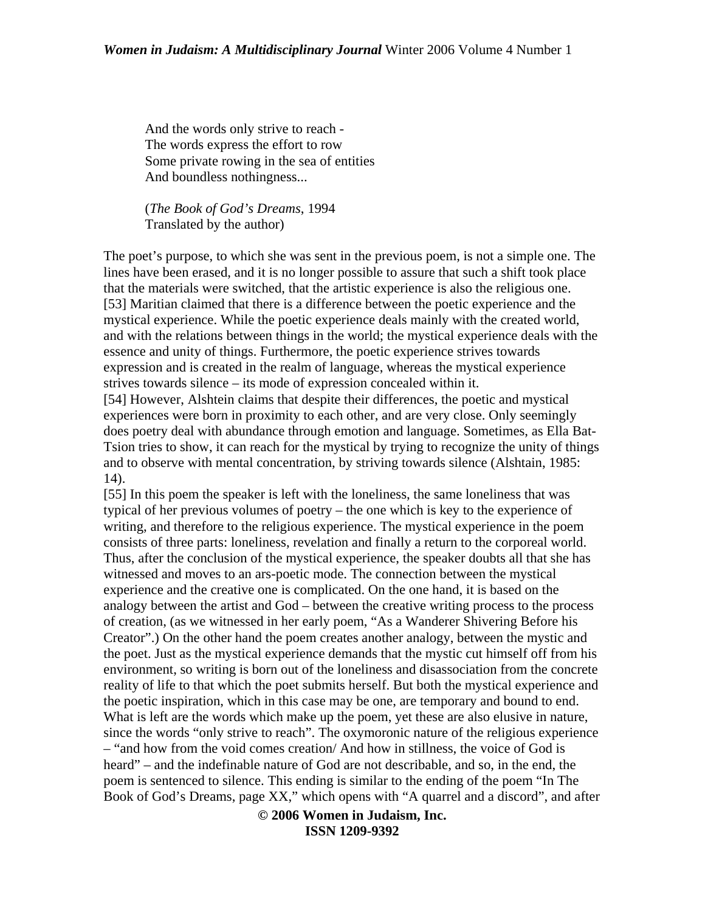And the words only strive to reach -  
The words express the effort to row  
Some private rowing in the sea of entities  
And boundless nothingness...

(*The Book of God's Dreams*, 1994  
Translated by the author)

The poet's purpose, to which she was sent in the previous poem, is not a simple one. The lines have been erased, and it is no longer possible to assure that such a shift took place that the materials were switched, that the artistic experience is also the religious one.

[53] Maritian claimed that there is a difference between the poetic experience and the mystical experience. While the poetic experience deals mainly with the created world, and with the relations between things in the world; the mystical experience deals with the essence and unity of things. Furthermore, the poetic experience strives towards expression and is created in the realm of language, whereas the mystical experience strives towards silence – its mode of expression concealed within it.

[54] However, Alshtein claims that despite their differences, the poetic and mystical experiences were born in proximity to each other, and are very close. Only seemingly does poetry deal with abundance through emotion and language. Sometimes, as Ella Bat-Tsion tries to show, it can reach for the mystical by trying to recognize the unity of things and to observe with mental concentration, by striving towards silence (Alshtain, 1985: 14).

[55] In this poem the speaker is left with the loneliness, the same loneliness that was typical of her previous volumes of poetry – the one which is key to the experience of writing, and therefore to the religious experience. The mystical experience in the poem consists of three parts: loneliness, revelation and finally a return to the corporeal world. Thus, after the conclusion of the mystical experience, the speaker doubts all that she has witnessed and moves to an ars-poetic mode. The connection between the mystical experience and the creative one is complicated. On the one hand, it is based on the analogy between the artist and God – between the creative writing process to the process of creation, (as we witnessed in her early poem, "As a Wanderer Shivering Before his Creator".) On the other hand the poem creates another analogy, between the mystic and the poet. Just as the mystical experience demands that the mystic cut himself off from his environment, so writing is born out of the loneliness and disassociation from the concrete reality of life to that which the poet submits herself. But both the mystical experience and the poetic inspiration, which in this case may be one, are temporary and bound to end. What is left are the words which make up the poem, yet these are also elusive in nature, since the words "only strive to reach". The oxymoronic nature of the religious experience – "and how from the void comes creation/ And how in stillness, the voice of God is heard" – and the indefinable nature of God are not describable, and so, in the end, the poem is sentenced to silence. This ending is similar to the ending of the poem "In The Book of God's Dreams, page XX," which opens with "A quarrel and a discord", and after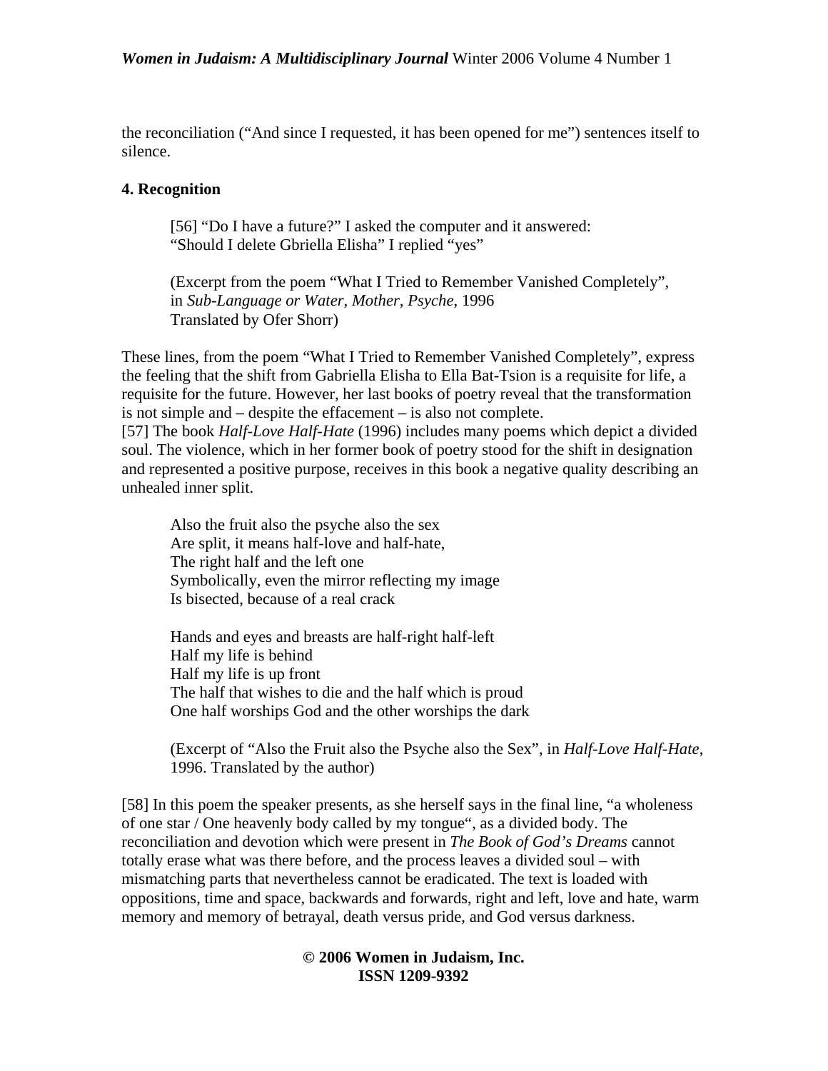the reconciliation ("And since I requested, it has been opened for me") sentences itself to silence.

**4. Recognition**

> [56] "Do I have a future?" I asked the computer and it answered:
> "Should I delete Gbriella Elisha" I replied "yes"
>
> (Excerpt from the poem "What I Tried to Remember Vanished Completely", in *Sub-Language or Water, Mother, Psyche*, 1996
> Translated by Ofer Shorr)

These lines, from the poem "What I Tried to Remember Vanished Completely", express the feeling that the shift from Gabriella Elisha to Ella Bat-Tsion is a requisite for life, a requisite for the future. However, her last books of poetry reveal that the transformation is not simple and – despite the effacement – is also not complete.

[57] The book *Half-Love Half-Hate* (1996) includes many poems which depict a divided soul. The violence, which in her former book of poetry stood for the shift in designation and represented a positive purpose, receives in this book a negative quality describing an unhealed inner split.

> Also the fruit also the psyche also the sex
> Are split, it means half-love and half-hate,
> The right half and the left one
> Symbolically, even the mirror reflecting my image
> Is bisected, because of a real crack
>
> Hands and eyes and breasts are half-right half-left
> Half my life is behind
> Half my life is up front
> The half that wishes to die and the half which is proud
> One half worships God and the other worships the dark
>
> (Excerpt of "Also the Fruit also the Psyche also the Sex", in *Half-Love Half-Hate*, 1996. Translated by the author)

[58] In this poem the speaker presents, as she herself says in the final line, "a wholeness of one star / One heavenly body called by my tongue", as a divided body. The reconciliation and devotion which were present in *The Book of God's Dreams* cannot totally erase what was there before, and the process leaves a divided soul – with mismatching parts that nevertheless cannot be eradicated. The text is loaded with oppositions, time and space, backwards and forwards, right and left, love and hate, warm memory and memory of betrayal, death versus pride, and God versus darkness.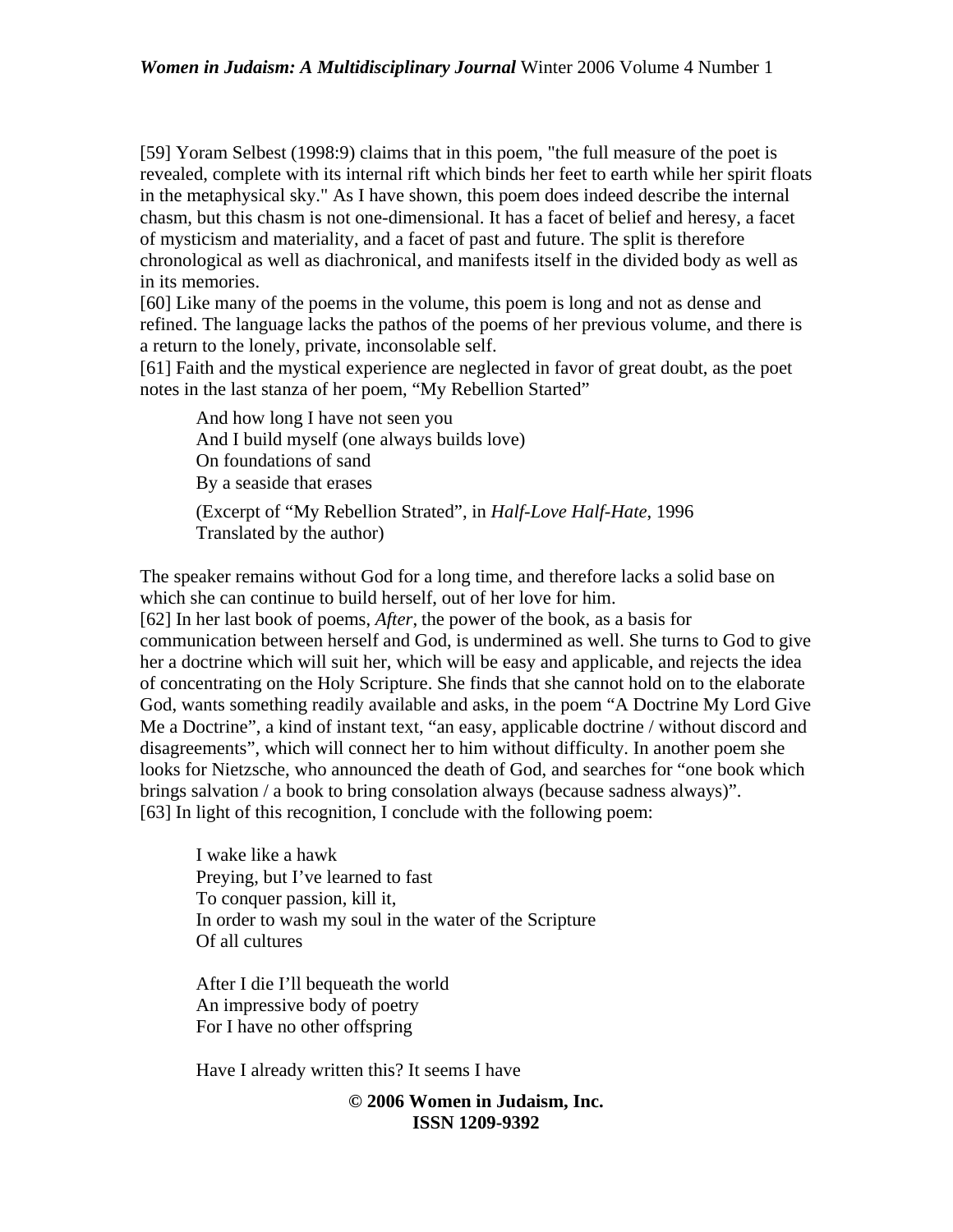[59] Yoram Selbest (1998:9) claims that in this poem, "the full measure of the poet is revealed, complete with its internal rift which binds her feet to earth while her spirit floats in the metaphysical sky." As I have shown, this poem does indeed describe the internal chasm, but this chasm is not one-dimensional. It has a facet of belief and heresy, a facet of mysticism and materiality, and a facet of past and future. The split is therefore chronological as well as diachronical, and manifests itself in the divided body as well as in its memories.

[60] Like many of the poems in the volume, this poem is long and not as dense and refined. The language lacks the pathos of the poems of her previous volume, and there is a return to the lonely, private, inconsolable self.

[61] Faith and the mystical experience are neglected in favor of great doubt, as the poet notes in the last stanza of her poem, “My Rebellion Started”

> And how long I have not seen you
> And I build myself (one always builds love)
> On foundations of sand
> By a seaside that erases
>
> (Excerpt of “My Rebellion Strated”, in *Half-Love Half-Hate*, 1996
> Translated by the author)

The speaker remains without God for a long time, and therefore lacks a solid base on which she can continue to build herself, out of her love for him.

[62] In her last book of poems, *After*, the power of the book, as a basis for communication between herself and God, is undermined as well. She turns to God to give her a doctrine which will suit her, which will be easy and applicable, and rejects the idea of concentrating on the Holy Scripture. She finds that she cannot hold on to the elaborate God, wants something readily available and asks, in the poem “A Doctrine My Lord Give Me a Doctrine”, a kind of instant text, “an easy, applicable doctrine / without discord and disagreements”, which will connect her to him without difficulty. In another poem she looks for Nietzsche, who announced the death of God, and searches for “one book which brings salvation / a book to bring consolation always (because sadness always)”.

[63] In light of this recognition, I conclude with the following poem:

> I wake like a hawk
> Preying, but I’ve learned to fast
> To conquer passion, kill it,
> In order to wash my soul in the water of the Scripture
> Of all cultures
>
> After I die I’ll bequeath the world
> An impressive body of poetry
> For I have no other offspring
>
> Have I already written this? It seems I have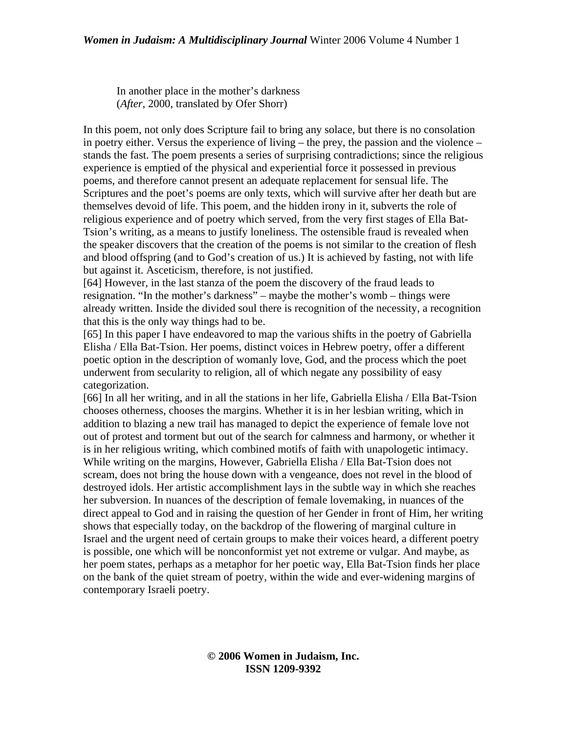In another place in the mother's darkness
(*After*, 2000, translated by Ofer Shorr)

In this poem, not only does Scripture fail to bring any solace, but there is no consolation in poetry either. Versus the experience of living – the prey, the passion and the violence – stands the fast. The poem presents a series of surprising contradictions; since the religious experience is emptied of the physical and experiential force it possessed in previous poems, and therefore cannot present an adequate replacement for sensual life. The Scriptures and the poet's poems are only texts, which will survive after her death but are themselves devoid of life. This poem, and the hidden irony in it, subverts the role of religious experience and of poetry which served, from the very first stages of Ella Bat-Tsion's writing, as a means to justify loneliness. The ostensible fraud is revealed when the speaker discovers that the creation of the poems is not similar to the creation of flesh and blood offspring (and to God's creation of us.) It is achieved by fasting, not with life but against it. Asceticism, therefore, is not justified.

[64] However, in the last stanza of the poem the discovery of the fraud leads to resignation. "In the mother's darkness" – maybe the mother's womb – things were already written. Inside the divided soul there is recognition of the necessity, a recognition that this is the only way things had to be.

[65] In this paper I have endeavored to map the various shifts in the poetry of Gabriella Elisha / Ella Bat-Tsion. Her poems, distinct voices in Hebrew poetry, offer a different poetic option in the description of womanly love, God, and the process which the poet underwent from secularity to religion, all of which negate any possibility of easy categorization.

[66] In all her writing, and in all the stations in her life, Gabriella Elisha / Ella Bat-Tsion chooses otherness, chooses the margins. Whether it is in her lesbian writing, which in addition to blazing a new trail has managed to depict the experience of female love not out of protest and torment but out of the search for calmness and harmony, or whether it is in her religious writing, which combined motifs of faith with unapologetic intimacy. While writing on the margins, However, Gabriella Elisha / Ella Bat-Tsion does not scream, does not bring the house down with a vengeance, does not revel in the blood of destroyed idols. Her artistic accomplishment lays in the subtle way in which she reaches her subversion. In nuances of the description of female lovemaking, in nuances of the direct appeal to God and in raising the question of her Gender in front of Him, her writing shows that especially today, on the backdrop of the flowering of marginal culture in Israel and the urgent need of certain groups to make their voices heard, a different poetry is possible, one which will be nonconformist yet not extreme or vulgar. And maybe, as her poem states, perhaps as a metaphor for her poetic way, Ella Bat-Tsion finds her place on the bank of the quiet stream of poetry, within the wide and ever-widening margins of contemporary Israeli poetry.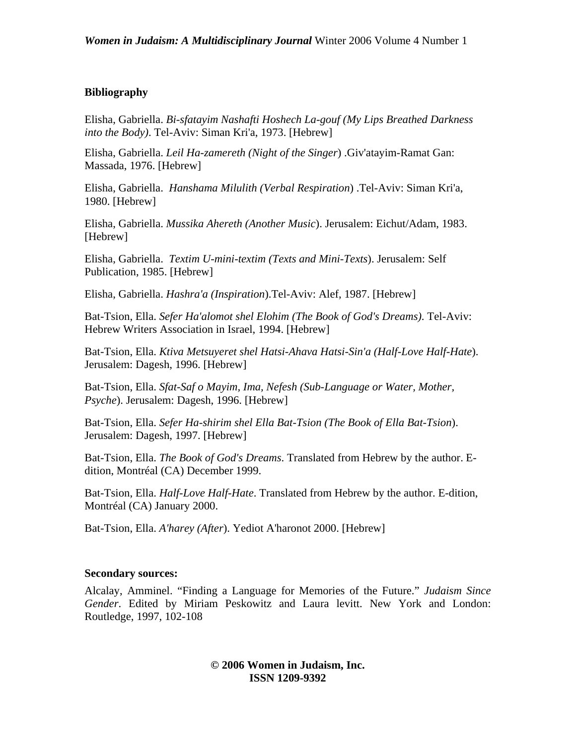**Bibliography**

Elisha, Gabriella. *Bi-sfatayim Nashafti Hoshech La-gouf (My Lips Breathed Darkness into the Body)*. Tel-Aviv: Siman Kri'a, 1973. [Hebrew]

Elisha, Gabriella. *Leil Ha-zamereth (Night of the Singer*) .Giv'atayim-Ramat Gan: Massada, 1976. [Hebrew]

Elisha, Gabriella. *Hanshama Milulith (Verbal Respiration*) .Tel-Aviv: Siman Kri'a, 1980. [Hebrew]

Elisha, Gabriella. *Mussika Ahereth (Another Music*). Jerusalem: Eichut/Adam, 1983. [Hebrew]

Elisha, Gabriella. *Textim U-mini-textim (Texts and Mini-Texts*). Jerusalem: Self Publication, 1985. [Hebrew]

Elisha, Gabriella. *Hashra'a (Inspiration*).Tel-Aviv: Alef, 1987. [Hebrew]

Bat-Tsion, Ella. *Sefer Ha'alomot shel Elohim (The Book of God's Dreams)*. Tel-Aviv: Hebrew Writers Association in Israel, 1994. [Hebrew]

Bat-Tsion, Ella. *Ktiva Metsuyeret shel Hatsi-Ahava Hatsi-Sin'a (Half-Love Half-Hate*). Jerusalem: Dagesh, 1996. [Hebrew]

Bat-Tsion, Ella. *Sfat-Saf o Mayim, Ima, Nefesh (Sub-Language or Water, Mother, Psyche*). Jerusalem: Dagesh, 1996. [Hebrew]

Bat-Tsion, Ella. *Sefer Ha-shirim shel Ella Bat-Tsion (The Book of Ella Bat-Tsion*). Jerusalem: Dagesh, 1997. [Hebrew]

Bat-Tsion, Ella. *The Book of God's Dreams*. Translated from Hebrew by the author. E-dition, Montréal (CA) December 1999.

Bat-Tsion, Ella. *Half-Love Half-Hate*. Translated from Hebrew by the author. E-dition, Montréal (CA) January 2000.

Bat-Tsion, Ella. *A'harey (After*). Yediot A'haronot 2000. [Hebrew]

**Secondary sources:**

Alcalay, Amminel. "Finding a Language for Memories of the Future." *Judaism Since Gender*. Edited by Miriam Peskowitz and Laura levitt. New York and London: Routledge, 1997, 102-108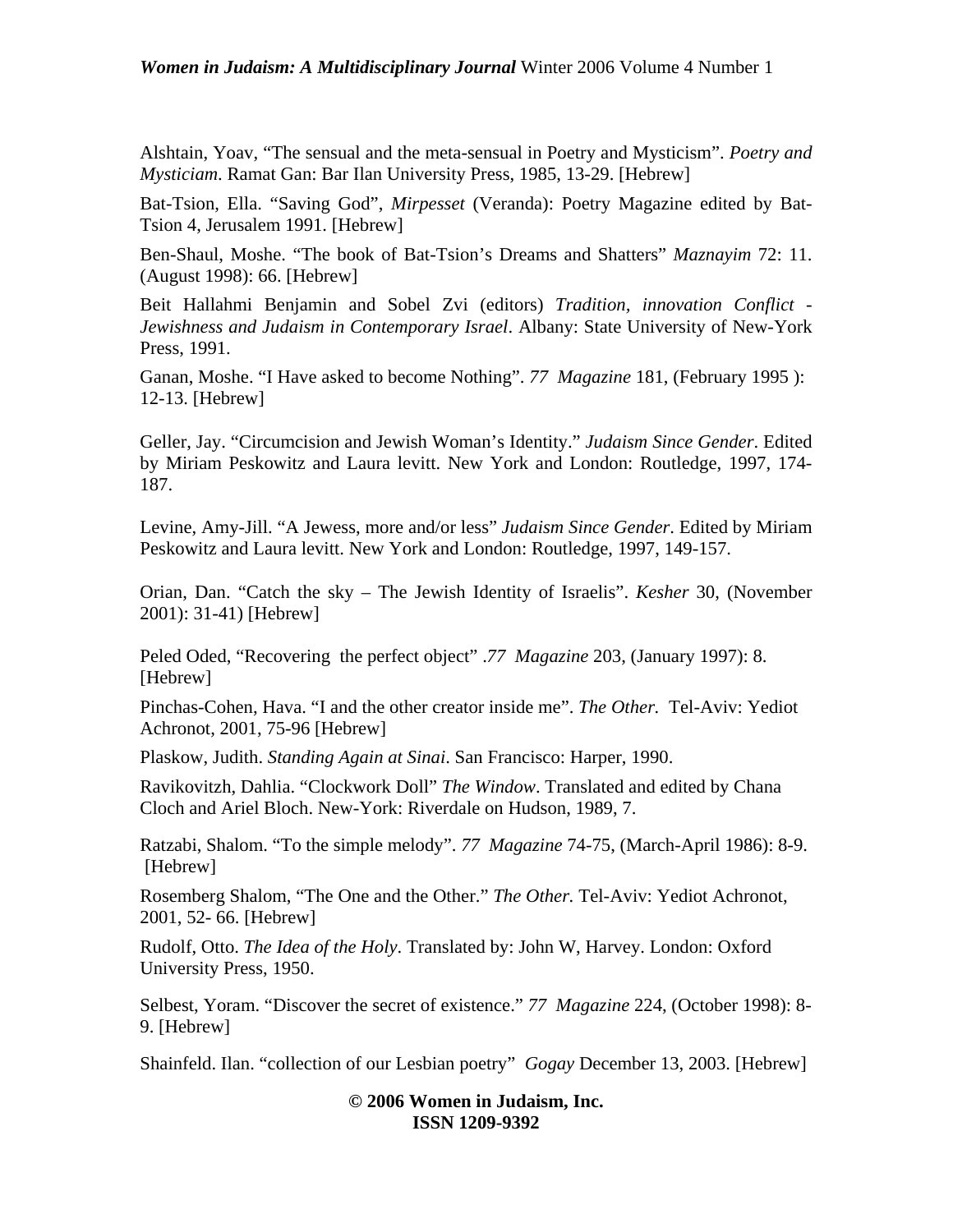Alshtain, Yoav, “The sensual and the meta-sensual in Poetry and Mysticism”. *Poetry and Mysticiam*. Ramat Gan: Bar Ilan University Press, 1985, 13-29. [Hebrew]

Bat-Tsion, Ella. “Saving God”, *Mirpesset* (Veranda): Poetry Magazine edited by Bat-Tsion 4, Jerusalem 1991. [Hebrew]

Ben-Shaul, Moshe. “The book of Bat-Tsion’s Dreams and Shatters” *Maznayim* 72: 11. (August 1998): 66. [Hebrew]

Beit Hallahmi Benjamin and Sobel Zvi (editors) *Tradition, innovation Conflict - Jewishness and Judaism in Contemporary Israel*. Albany: State University of New-York Press, 1991.

Ganan, Moshe. “I Have asked to become Nothing”. *77 Magazine* 181, (February 1995 ): 12-13. [Hebrew]

Geller, Jay. “Circumcision and Jewish Woman’s Identity.” *Judaism Since Gender*. Edited by Miriam Peskowitz and Laura levitt. New York and London: Routledge, 1997, 174-187.

Levine, Amy-Jill. “A Jewess, more and/or less” *Judaism Since Gender*. Edited by Miriam Peskowitz and Laura levitt. New York and London: Routledge, 1997, 149-157.

Orian, Dan. “Catch the sky – The Jewish Identity of Israelis”. *Kesher* 30, (November 2001): 31-41) [Hebrew]

Peled Oded, “Recovering the perfect object” .*77 Magazine* 203, (January 1997): 8. [Hebrew]

Pinchas-Cohen, Hava. “I and the other creator inside me”. *The Other.* Tel-Aviv: Yediot Achronot, 2001, 75-96 [Hebrew]

Plaskow, Judith. *Standing Again at Sinai*. San Francisco: Harper, 1990.

Ravikovitzh, Dahlia. “Clockwork Doll” *The Window*. Translated and edited by Chana Cloch and Ariel Bloch. New-York: Riverdale on Hudson, 1989, 7.

Ratzabi, Shalom. “To the simple melody”. *77 Magazine* 74-75, (March-April 1986): 8-9. [Hebrew]

Rosemberg Shalom, “The One and the Other.” *The Other.* Tel-Aviv: Yediot Achronot, 2001, 52- 66. [Hebrew]

Rudolf, Otto. *The Idea of the Holy*. Translated by: John W, Harvey. London: Oxford University Press, 1950.

Selbest, Yoram. “Discover the secret of existence.” *77 Magazine* 224, (October 1998): 8-9. [Hebrew]

Shainfeld. Ilan. “collection of our Lesbian poetry” *Gogay* December 13, 2003. [Hebrew]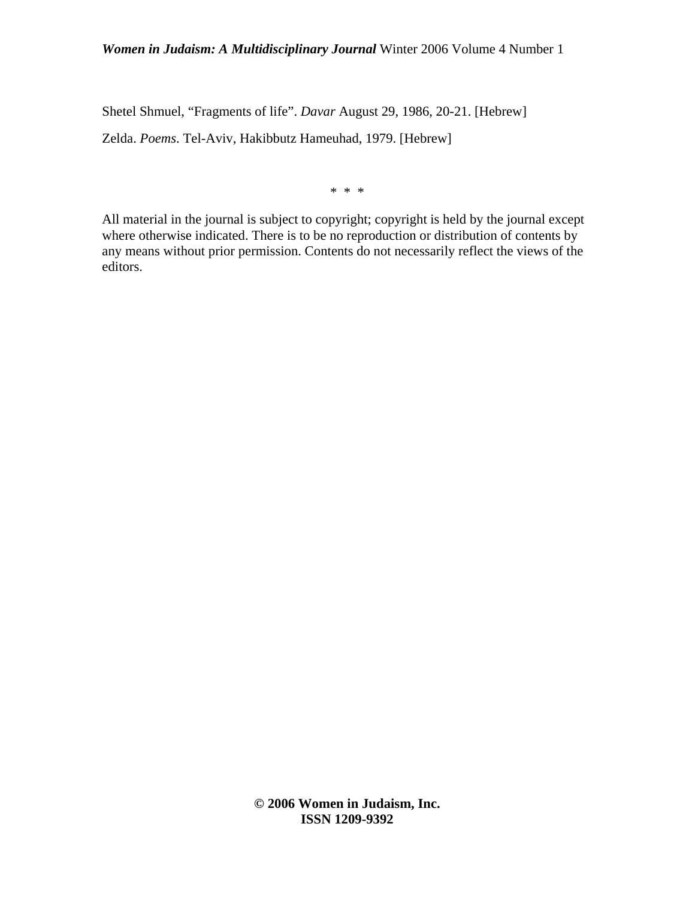Shetel Shmuel, “Fragments of life”. *Davar* August 29, 1986, 20-21. [Hebrew]

Zelda. *Poems*. Tel-Aviv, Hakibbutz Hameuhad, 1979. [Hebrew]

\* \* \*

All material in the journal is subject to copyright; copyright is held by the journal except where otherwise indicated. There is to be no reproduction or distribution of contents by any means without prior permission. Contents do not necessarily reflect the views of the editors.

**© 2006 Women in Judaism, Inc.**
**ISSN 1209-9392**